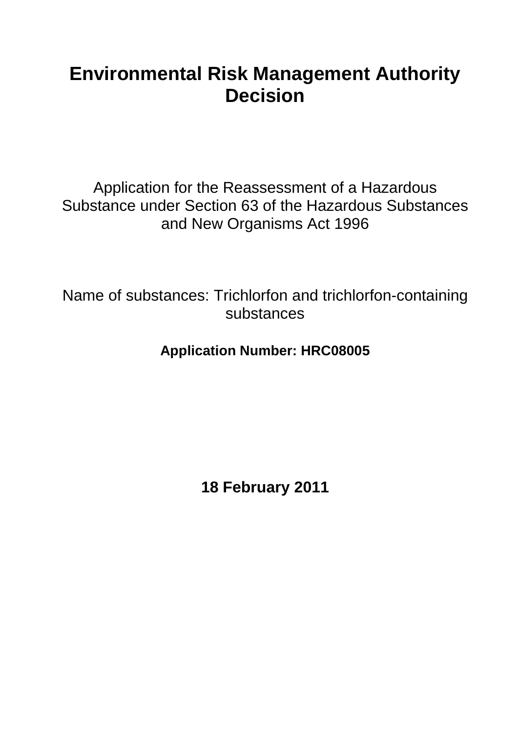# Environmental Risk Management Authority Decision

Application for the Reassessment of a Hazardous Substance under Section 63 of the Hazardous Substances and New Organisms Act 1996

Name of substances: Trichlorfon and trichlorfon-containing substances

**Application Number: HRC08005**

**18 February 2011**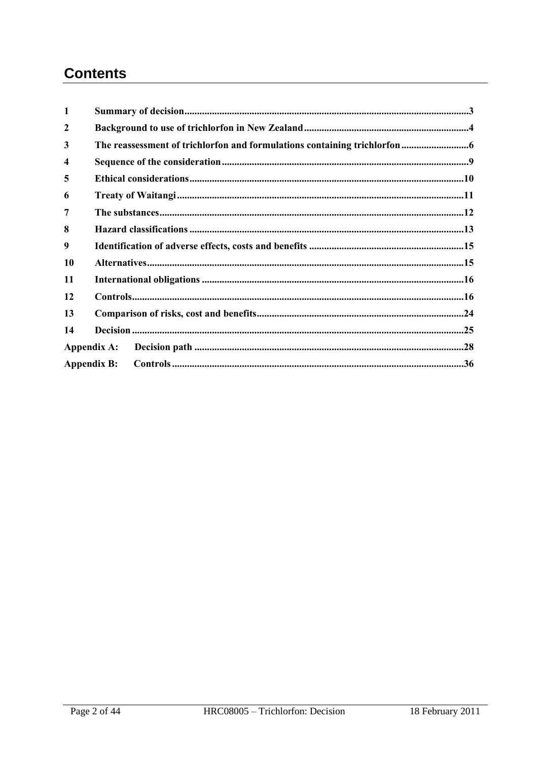# Contents

| | | |
|---|---|---|
| 1 | Summary of decision | 3 |
| 2 | Background to use of trichlorfon in New Zealand | 4 |
| 3 | The reassessment of trichlorfon and formulations containing trichlorfon | 6 |
| 4 | Sequence of the consideration | 9 |
| 5 | Ethical considerations | 10 |
| 6 | Treaty of Waitangi | 11 |
| 7 | The substances | 12 |
| 8 | Hazard classifications | 13 |
| 9 | Identification of adverse effects, costs and benefits | 15 |
| 10 | Alternatives | 15 |
| 11 | International obligations | 16 |
| 12 | Controls | 16 |
| 13 | Comparison of risks, cost and benefits | 24 |
| 14 | Decision | 25 |
| Appendix A: | Decision path | 28 |
| Appendix B: | Controls | 36 |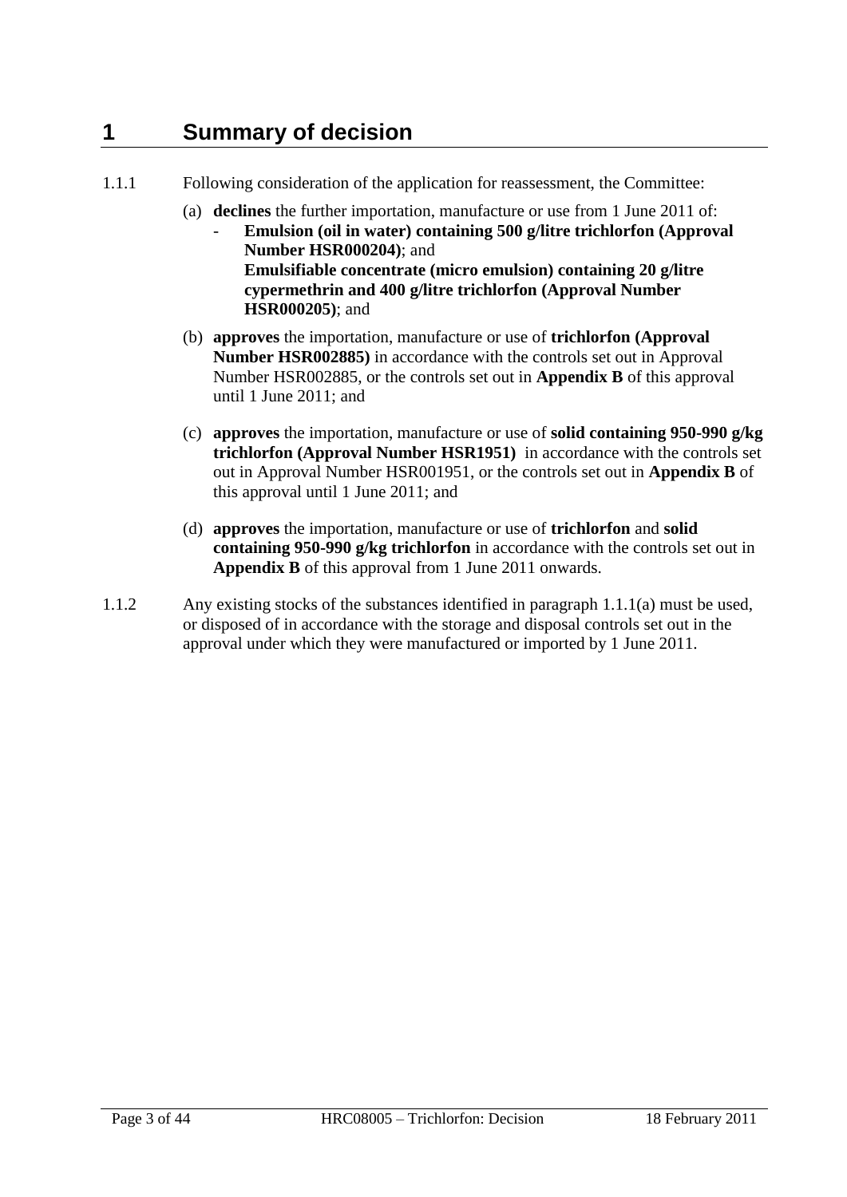# 1 Summary of decision

1.1.1 Following consideration of the application for reassessment, the Committee:

(a) **declines** the further importation, manufacture or use from 1 June 2011 of:

- **Emulsion (oil in water) containing 500 g/litre trichlorfon (Approval Number HSR000204)**; and
  **Emulsifiable concentrate (micro emulsion) containing 20 g/litre cypermethrin and 400 g/litre trichlorfon (Approval Number HSR000205)**; and

(b) **approves** the importation, manufacture or use of **trichlorfon (Approval Number HSR002885)** in accordance with the controls set out in Approval Number HSR002885, or the controls set out in **Appendix B** of this approval until 1 June 2011; and

(c) **approves** the importation, manufacture or use of **solid containing 950-990 g/kg trichlorfon (Approval Number HSR1951)** in accordance with the controls set out in Approval Number HSR001951, or the controls set out in **Appendix B** of this approval until 1 June 2011; and

(d) **approves** the importation, manufacture or use of **trichlorfon** and **solid containing 950-990 g/kg trichlorfon** in accordance with the controls set out in **Appendix B** of this approval from 1 June 2011 onwards.

1.1.2 Any existing stocks of the substances identified in paragraph 1.1.1(a) must be used, or disposed of in accordance with the storage and disposal controls set out in the approval under which they were manufactured or imported by 1 June 2011.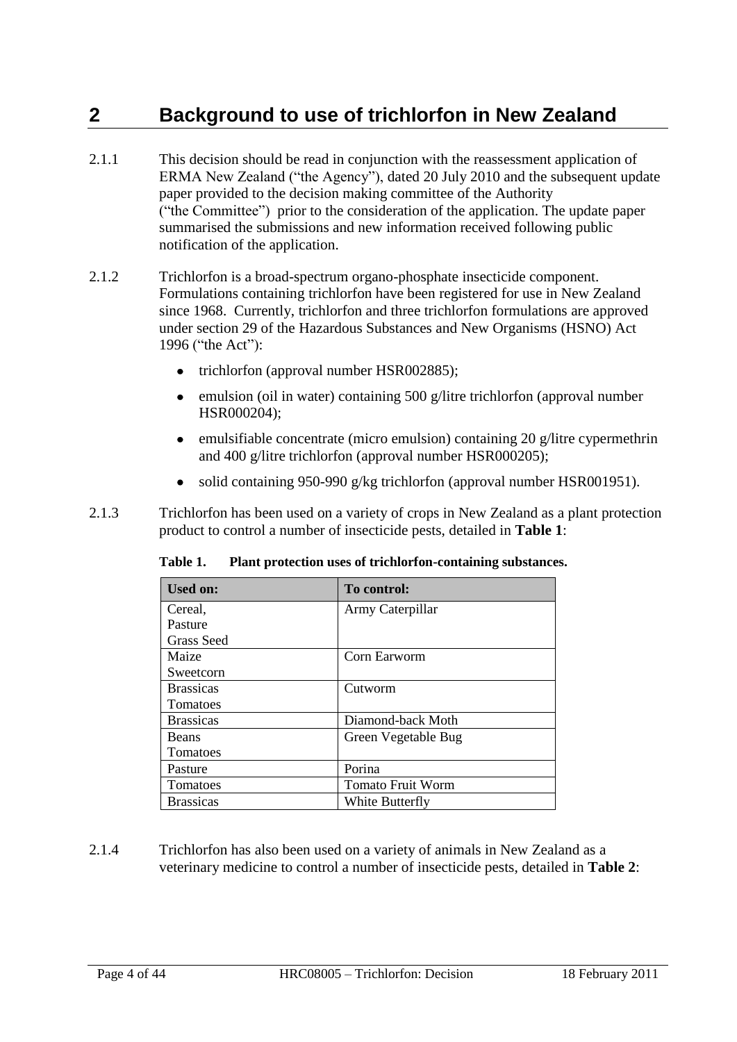# 2 Background to use of trichlorfon in New Zealand

2.1.1 This decision should be read in conjunction with the reassessment application of ERMA New Zealand ("the Agency"), dated 20 July 2010 and the subsequent update paper provided to the decision making committee of the Authority ("the Committee") prior to the consideration of the application. The update paper summarised the submissions and new information received following public notification of the application.

2.1.2 Trichlorfon is a broad-spectrum organo-phosphate insecticide component. Formulations containing trichlorfon have been registered for use in New Zealand since 1968. Currently, trichlorfon and three trichlorfon formulations are approved under section 29 of the Hazardous Substances and New Organisms (HSNO) Act 1996 ("the Act"):

- trichlorfon (approval number HSR002885);
- emulsion (oil in water) containing 500 g/litre trichlorfon (approval number HSR000204);
- emulsifiable concentrate (micro emulsion) containing 20 g/litre cypermethrin and 400 g/litre trichlorfon (approval number HSR000205);
- solid containing 950-990 g/kg trichlorfon (approval number HSR001951).

2.1.3 Trichlorfon has been used on a variety of crops in New Zealand as a plant protection product to control a number of insecticide pests, detailed in **Table 1**:

**Table 1. Plant protection uses of trichlorfon-containing substances.**

| Used on: | To control: |
|---|---|
| Cereal, Pasture Grass Seed | Army Caterpillar |
| Maize Sweetcorn | Corn Earworm |
| Brassicas Tomatoes | Cutworm |
| Brassicas | Diamond-back Moth |
| Beans Tomatoes | Green Vegetable Bug |
| Pasture | Porina |
| Tomatoes | Tomato Fruit Worm |
| Brassicas | White Butterfly |

2.1.4 Trichlorfon has also been used on a variety of animals in New Zealand as a veterinary medicine to control a number of insecticide pests, detailed in **Table 2**: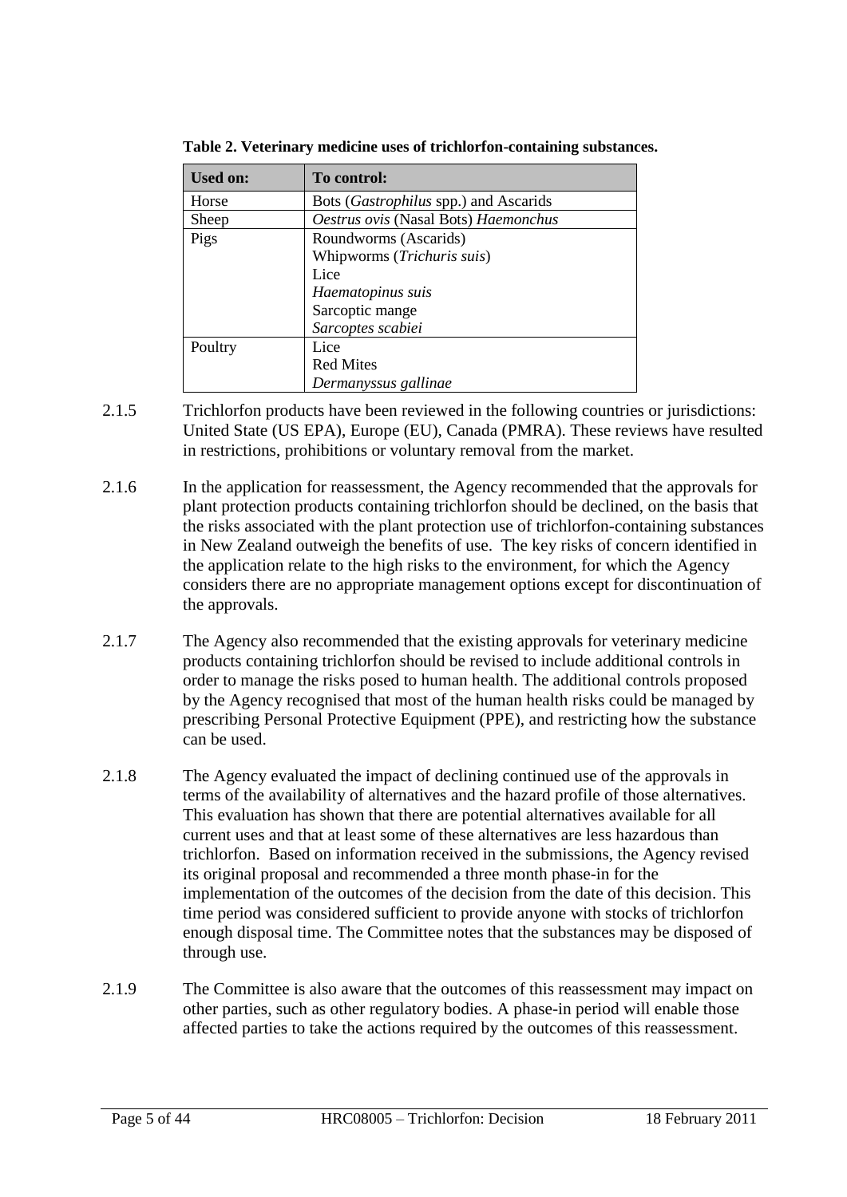**Table 2. Veterinary medicine uses of trichlorfon-containing substances.**

| Used on: | To control: |
|---|---|
| Horse | Bots (*Gastrophilus* spp.) and Ascarids |
| Sheep | *Oestrus ovis* (Nasal Bots) *Haemonchus* |
| Pigs | Roundworms (Ascarids)<br>Whipworms (*Trichuris suis*)<br>Lice<br>*Haematopinus suis*<br>Sarcoptic mange<br>*Sarcoptes scabiei* |
| Poultry | Lice<br>Red Mites<br>*Dermanyssus gallinae* |

2.1.5 Trichlorfon products have been reviewed in the following countries or jurisdictions: United State (US EPA), Europe (EU), Canada (PMRA). These reviews have resulted in restrictions, prohibitions or voluntary removal from the market.

2.1.6 In the application for reassessment, the Agency recommended that the approvals for plant protection products containing trichlorfon should be declined, on the basis that the risks associated with the plant protection use of trichlorfon-containing substances in New Zealand outweigh the benefits of use. The key risks of concern identified in the application relate to the high risks to the environment, for which the Agency considers there are no appropriate management options except for discontinuation of the approvals.

2.1.7 The Agency also recommended that the existing approvals for veterinary medicine products containing trichlorfon should be revised to include additional controls in order to manage the risks posed to human health. The additional controls proposed by the Agency recognised that most of the human health risks could be managed by prescribing Personal Protective Equipment (PPE), and restricting how the substance can be used.

2.1.8 The Agency evaluated the impact of declining continued use of the approvals in terms of the availability of alternatives and the hazard profile of those alternatives. This evaluation has shown that there are potential alternatives available for all current uses and that at least some of these alternatives are less hazardous than trichlorfon. Based on information received in the submissions, the Agency revised its original proposal and recommended a three month phase-in for the implementation of the outcomes of the decision from the date of this decision. This time period was considered sufficient to provide anyone with stocks of trichlorfon enough disposal time. The Committee notes that the substances may be disposed of through use.

2.1.9 The Committee is also aware that the outcomes of this reassessment may impact on other parties, such as other regulatory bodies. A phase-in period will enable those affected parties to take the actions required by the outcomes of this reassessment.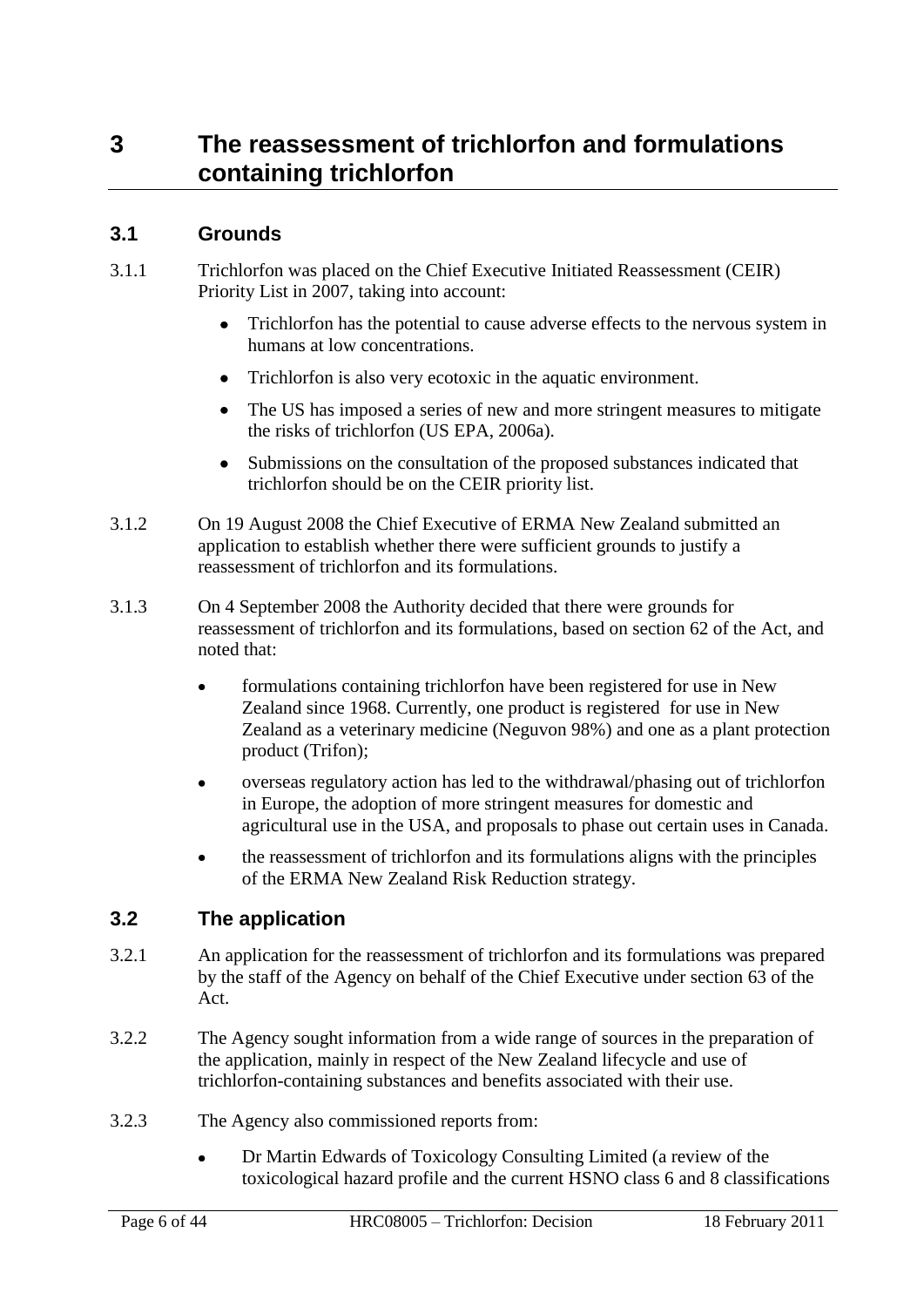# 3 The reassessment of trichlorfon and formulations containing trichlorfon

## 3.1 Grounds

3.1.1 Trichlorfon was placed on the Chief Executive Initiated Reassessment (CEIR) Priority List in 2007, taking into account:

- Trichlorfon has the potential to cause adverse effects to the nervous system in humans at low concentrations.
- Trichlorfon is also very ecotoxic in the aquatic environment.
- The US has imposed a series of new and more stringent measures to mitigate the risks of trichlorfon (US EPA, 2006a).
- Submissions on the consultation of the proposed substances indicated that trichlorfon should be on the CEIR priority list.

3.1.2 On 19 August 2008 the Chief Executive of ERMA New Zealand submitted an application to establish whether there were sufficient grounds to justify a reassessment of trichlorfon and its formulations.

3.1.3 On 4 September 2008 the Authority decided that there were grounds for reassessment of trichlorfon and its formulations, based on section 62 of the Act, and noted that:

- formulations containing trichlorfon have been registered for use in New Zealand since 1968. Currently, one product is registered for use in New Zealand as a veterinary medicine (Neguvon 98%) and one as a plant protection product (Trifon);
- overseas regulatory action has led to the withdrawal/phasing out of trichlorfon in Europe, the adoption of more stringent measures for domestic and agricultural use in the USA, and proposals to phase out certain uses in Canada.
- the reassessment of trichlorfon and its formulations aligns with the principles of the ERMA New Zealand Risk Reduction strategy.

## 3.2 The application

3.2.1 An application for the reassessment of trichlorfon and its formulations was prepared by the staff of the Agency on behalf of the Chief Executive under section 63 of the Act.

3.2.2 The Agency sought information from a wide range of sources in the preparation of the application, mainly in respect of the New Zealand lifecycle and use of trichlorfon-containing substances and benefits associated with their use.

3.2.3 The Agency also commissioned reports from:

- Dr Martin Edwards of Toxicology Consulting Limited (a review of the toxicological hazard profile and the current HSNO class 6 and 8 classifications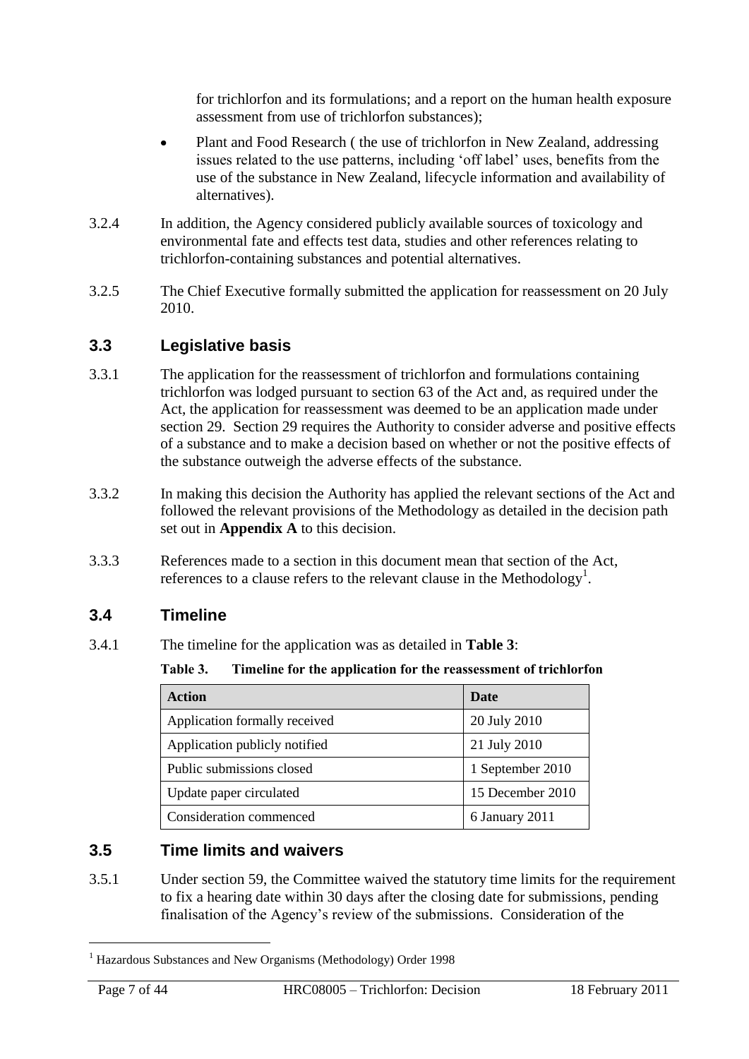for trichlorfon and its formulations; and a report on the human health exposure assessment from use of trichlorfon substances);

- Plant and Food Research ( the use of trichlorfon in New Zealand, addressing issues related to the use patterns, including 'off label' uses, benefits from the use of the substance in New Zealand, lifecycle information and availability of alternatives).

3.2.4 In addition, the Agency considered publicly available sources of toxicology and environmental fate and effects test data, studies and other references relating to trichlorfon-containing substances and potential alternatives.

3.2.5 The Chief Executive formally submitted the application for reassessment on 20 July 2010.

## 3.3 Legislative basis

3.3.1 The application for the reassessment of trichlorfon and formulations containing trichlorfon was lodged pursuant to section 63 of the Act and, as required under the Act, the application for reassessment was deemed to be an application made under section 29. Section 29 requires the Authority to consider adverse and positive effects of a substance and to make a decision based on whether or not the positive effects of the substance outweigh the adverse effects of the substance.

3.3.2 In making this decision the Authority has applied the relevant sections of the Act and followed the relevant provisions of the Methodology as detailed in the decision path set out in **Appendix A** to this decision.

3.3.3 References made to a section in this document mean that section of the Act, references to a clause refers to the relevant clause in the Methodology[1].

## 3.4 Timeline

3.4.1 The timeline for the application was as detailed in **Table 3**:

**Table 3. Timeline for the application for the reassessment of trichlorfon**

| Action | Date |
|---|---|
| Application formally received | 20 July 2010 |
| Application publicly notified | 21 July 2010 |
| Public submissions closed | 1 September 2010 |
| Update paper circulated | 15 December 2010 |
| Consideration commenced | 6 January 2011 |

## 3.5 Time limits and waivers

3.5.1 Under section 59, the Committee waived the statutory time limits for the requirement to fix a hearing date within 30 days after the closing date for submissions, pending finalisation of the Agency's review of the submissions. Consideration of the

[1] Hazardous Substances and New Organisms (Methodology) Order 1998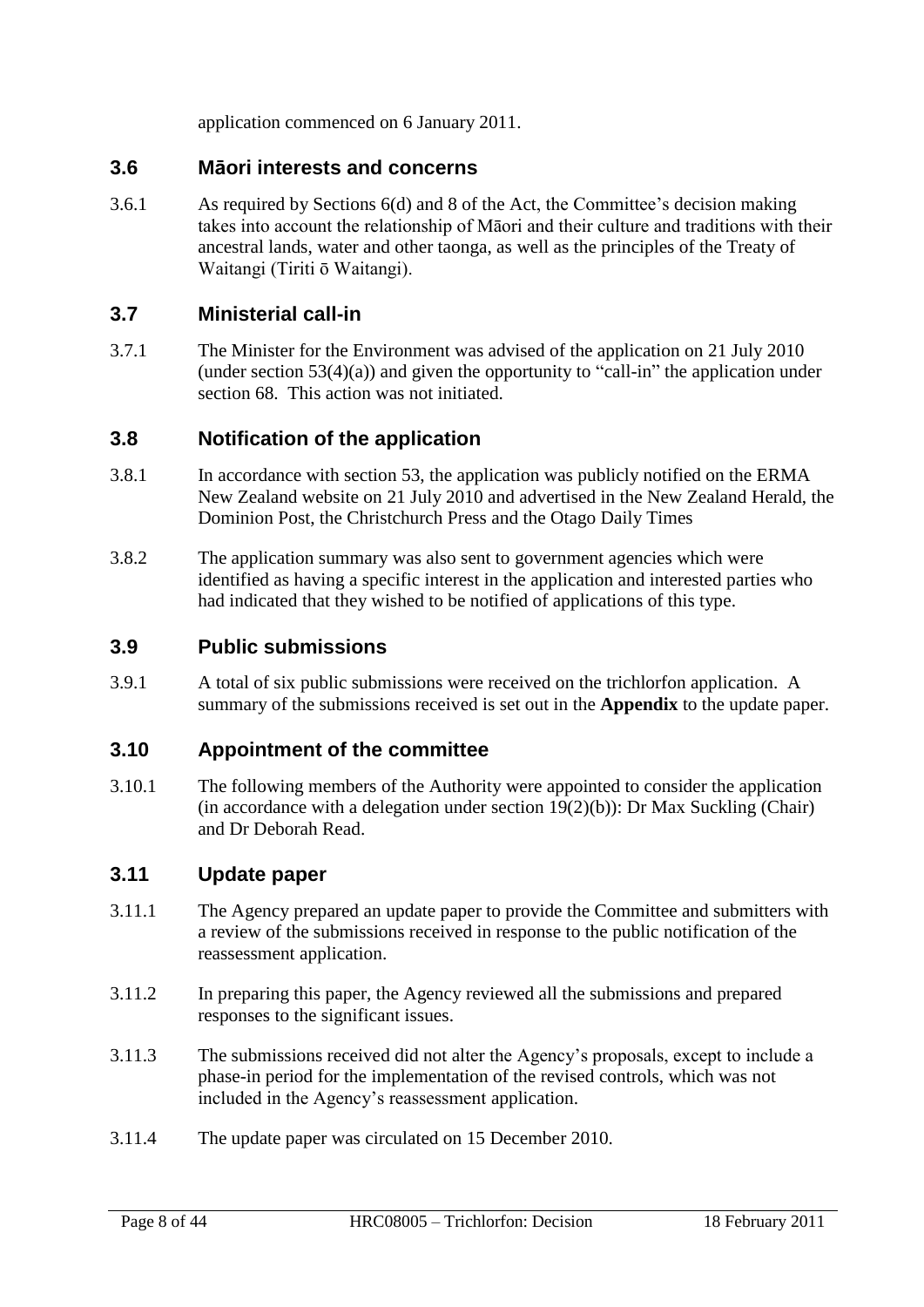application commenced on 6 January 2011.

## 3.6 Māori interests and concerns

3.6.1 As required by Sections 6(d) and 8 of the Act, the Committee's decision making takes into account the relationship of Māori and their culture and traditions with their ancestral lands, water and other taonga, as well as the principles of the Treaty of Waitangi (Tiriti ō Waitangi).

## 3.7 Ministerial call-in

3.7.1 The Minister for the Environment was advised of the application on 21 July 2010 (under section 53(4)(a)) and given the opportunity to "call-in" the application under section 68. This action was not initiated.

## 3.8 Notification of the application

3.8.1 In accordance with section 53, the application was publicly notified on the ERMA New Zealand website on 21 July 2010 and advertised in the New Zealand Herald, the Dominion Post, the Christchurch Press and the Otago Daily Times

3.8.2 The application summary was also sent to government agencies which were identified as having a specific interest in the application and interested parties who had indicated that they wished to be notified of applications of this type.

## 3.9 Public submissions

3.9.1 A total of six public submissions were received on the trichlorfon application. A summary of the submissions received is set out in the **Appendix** to the update paper.

## 3.10 Appointment of the committee

3.10.1 The following members of the Authority were appointed to consider the application (in accordance with a delegation under section 19(2)(b)): Dr Max Suckling (Chair) and Dr Deborah Read.

## 3.11 Update paper

3.11.1 The Agency prepared an update paper to provide the Committee and submitters with a review of the submissions received in response to the public notification of the reassessment application.

3.11.2 In preparing this paper, the Agency reviewed all the submissions and prepared responses to the significant issues.

3.11.3 The submissions received did not alter the Agency's proposals, except to include a phase-in period for the implementation of the revised controls, which was not included in the Agency's reassessment application.

3.11.4 The update paper was circulated on 15 December 2010.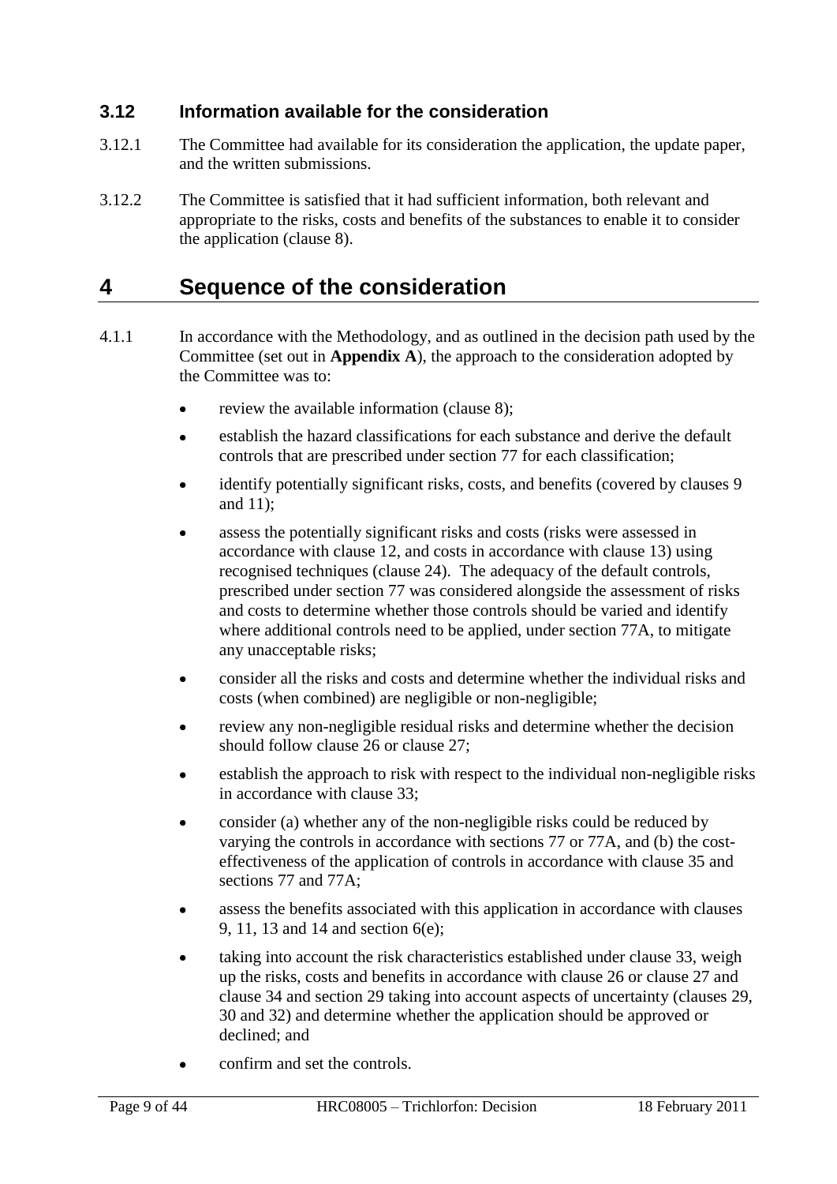### 3.12 Information available for the consideration

3.12.1 The Committee had available for its consideration the application, the update paper, and the written submissions.

3.12.2 The Committee is satisfied that it had sufficient information, both relevant and appropriate to the risks, costs and benefits of the substances to enable it to consider the application (clause 8).

# 4 Sequence of the consideration

4.1.1 In accordance with the Methodology, and as outlined in the decision path used by the Committee (set out in **Appendix A**), the approach to the consideration adopted by the Committee was to:

- review the available information (clause 8);
- establish the hazard classifications for each substance and derive the default controls that are prescribed under section 77 for each classification;
- identify potentially significant risks, costs, and benefits (covered by clauses 9 and 11);
- assess the potentially significant risks and costs (risks were assessed in accordance with clause 12, and costs in accordance with clause 13) using recognised techniques (clause 24). The adequacy of the default controls, prescribed under section 77 was considered alongside the assessment of risks and costs to determine whether those controls should be varied and identify where additional controls need to be applied, under section 77A, to mitigate any unacceptable risks;
- consider all the risks and costs and determine whether the individual risks and costs (when combined) are negligible or non-negligible;
- review any non-negligible residual risks and determine whether the decision should follow clause 26 or clause 27;
- establish the approach to risk with respect to the individual non-negligible risks in accordance with clause 33;
- consider (a) whether any of the non-negligible risks could be reduced by varying the controls in accordance with sections 77 or 77A, and (b) the cost-effectiveness of the application of controls in accordance with clause 35 and sections 77 and 77A;
- assess the benefits associated with this application in accordance with clauses 9, 11, 13 and 14 and section 6(e);
- taking into account the risk characteristics established under clause 33, weigh up the risks, costs and benefits in accordance with clause 26 or clause 27 and clause 34 and section 29 taking into account aspects of uncertainty (clauses 29, 30 and 32) and determine whether the application should be approved or declined; and
- confirm and set the controls.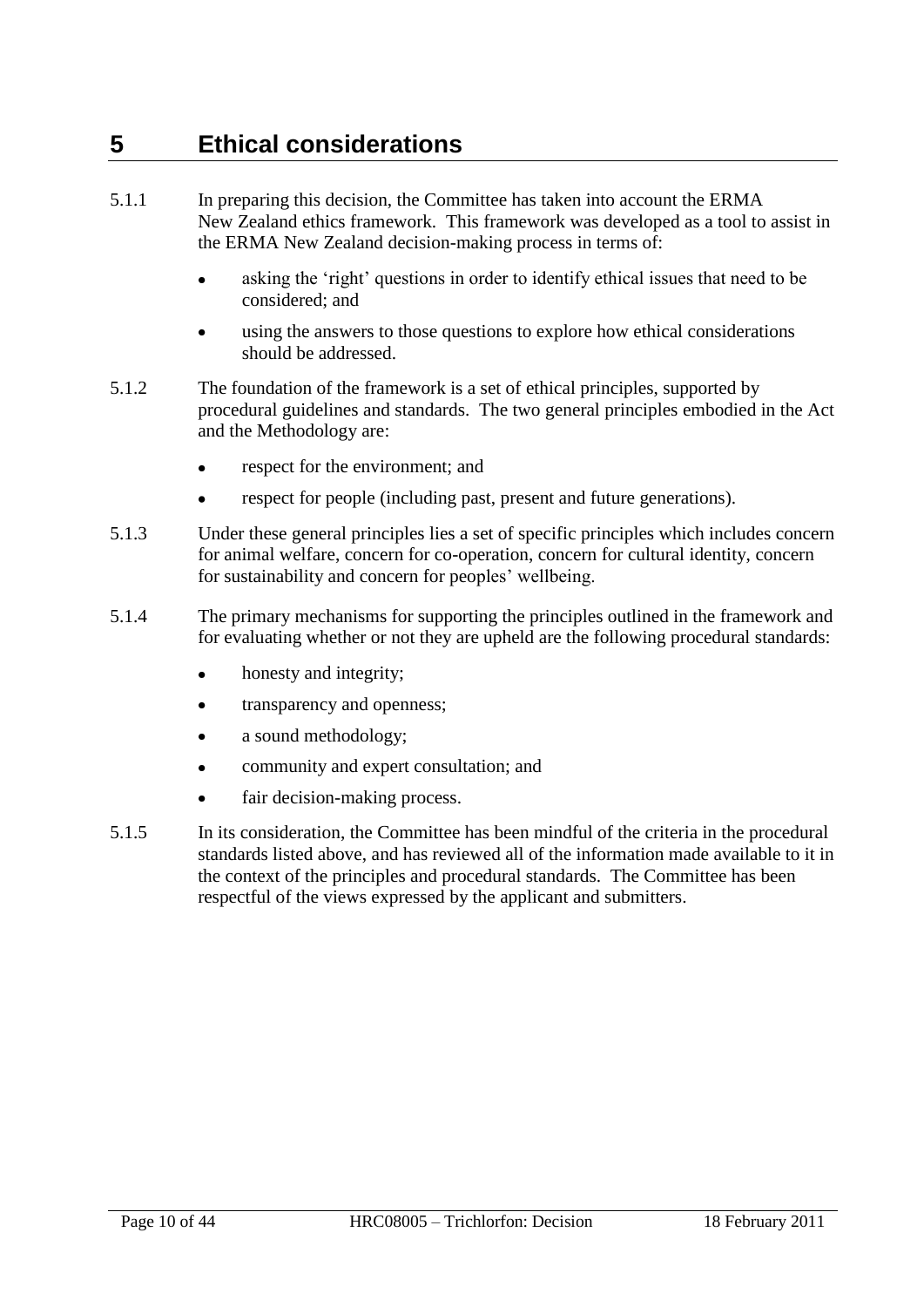# 5 Ethical considerations

5.1.1 In preparing this decision, the Committee has taken into account the ERMA New Zealand ethics framework. This framework was developed as a tool to assist in the ERMA New Zealand decision-making process in terms of:

- asking the 'right' questions in order to identify ethical issues that need to be considered; and
- using the answers to those questions to explore how ethical considerations should be addressed.

5.1.2 The foundation of the framework is a set of ethical principles, supported by procedural guidelines and standards. The two general principles embodied in the Act and the Methodology are:

- respect for the environment; and
- respect for people (including past, present and future generations).

5.1.3 Under these general principles lies a set of specific principles which includes concern for animal welfare, concern for co-operation, concern for cultural identity, concern for sustainability and concern for peoples' wellbeing.

5.1.4 The primary mechanisms for supporting the principles outlined in the framework and for evaluating whether or not they are upheld are the following procedural standards:

- honesty and integrity;
- transparency and openness;
- a sound methodology;
- community and expert consultation; and
- fair decision-making process.

5.1.5 In its consideration, the Committee has been mindful of the criteria in the procedural standards listed above, and has reviewed all of the information made available to it in the context of the principles and procedural standards. The Committee has been respectful of the views expressed by the applicant and submitters.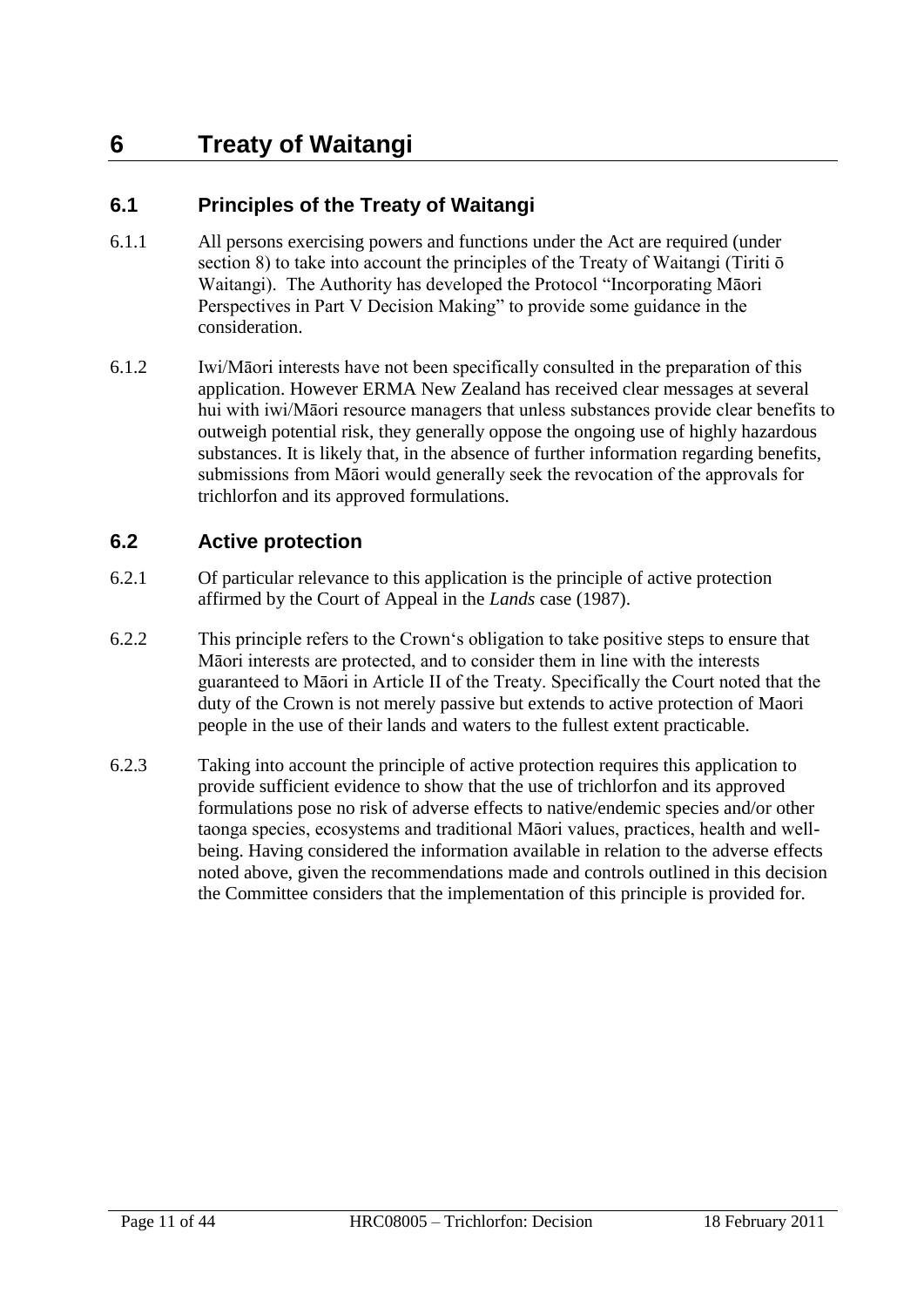# 6 Treaty of Waitangi

## 6.1 Principles of the Treaty of Waitangi

6.1.1 All persons exercising powers and functions under the Act are required (under section 8) to take into account the principles of the Treaty of Waitangi (Tiriti ō Waitangi). The Authority has developed the Protocol "Incorporating Māori Perspectives in Part V Decision Making" to provide some guidance in the consideration.

6.1.2 Iwi/Māori interests have not been specifically consulted in the preparation of this application. However ERMA New Zealand has received clear messages at several hui with iwi/Māori resource managers that unless substances provide clear benefits to outweigh potential risk, they generally oppose the ongoing use of highly hazardous substances. It is likely that, in the absence of further information regarding benefits, submissions from Māori would generally seek the revocation of the approvals for trichlorfon and its approved formulations.

## 6.2 Active protection

6.2.1 Of particular relevance to this application is the principle of active protection affirmed by the Court of Appeal in the *Lands* case (1987).

6.2.2 This principle refers to the Crown's obligation to take positive steps to ensure that Māori interests are protected, and to consider them in line with the interests guaranteed to Māori in Article II of the Treaty. Specifically the Court noted that the duty of the Crown is not merely passive but extends to active protection of Maori people in the use of their lands and waters to the fullest extent practicable.

6.2.3 Taking into account the principle of active protection requires this application to provide sufficient evidence to show that the use of trichlorfon and its approved formulations pose no risk of adverse effects to native/endemic species and/or other taonga species, ecosystems and traditional Māori values, practices, health and well-being. Having considered the information available in relation to the adverse effects noted above, given the recommendations made and controls outlined in this decision the Committee considers that the implementation of this principle is provided for.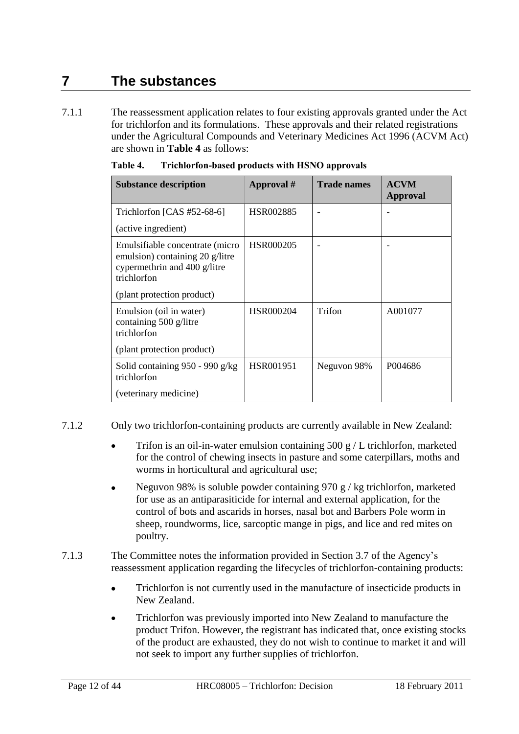# 7 The substances

7.1.1 The reassessment application relates to four existing approvals granted under the Act for trichlorfon and its formulations. These approvals and their related registrations under the Agricultural Compounds and Veterinary Medicines Act 1996 (ACVM Act) are shown in **Table 4** as follows:

**Table 4. Trichlorfon-based products with HSNO approvals**

| Substance description | Approval # | Trade names | ACVM Approval |
|---|---|---|---|
| Trichlorfon [CAS #52-68-6] (active ingredient) | HSR002885 | - | - |
| Emulsifiable concentrate (micro emulsion) containing 20 g/litre cypermethrin and 400 g/litre trichlorfon (plant protection product) | HSR000205 | - | - |
| Emulsion (oil in water) containing 500 g/litre trichlorfon (plant protection product) | HSR000204 | Trifon | A001077 |
| Solid containing 950 - 990 g/kg trichlorfon (veterinary medicine) | HSR001951 | Neguvon 98% | P004686 |

7.1.2 Only two trichlorfon-containing products are currently available in New Zealand:

- Trifon is an oil-in-water emulsion containing 500 g / L trichlorfon, marketed for the control of chewing insects in pasture and some caterpillars, moths and worms in horticultural and agricultural use;
- Neguvon 98% is soluble powder containing 970 g / kg trichlorfon, marketed for use as an antiparasiticide for internal and external application, for the control of bots and ascarids in horses, nasal bot and Barbers Pole worm in sheep, roundworms, lice, sarcoptic mange in pigs, and lice and red mites on poultry.

7.1.3 The Committee notes the information provided in Section 3.7 of the Agency's reassessment application regarding the lifecycles of trichlorfon-containing products:

- Trichlorfon is not currently used in the manufacture of insecticide products in New Zealand.
- Trichlorfon was previously imported into New Zealand to manufacture the product Trifon. However, the registrant has indicated that, once existing stocks of the product are exhausted, they do not wish to continue to market it and will not seek to import any further supplies of trichlorfon.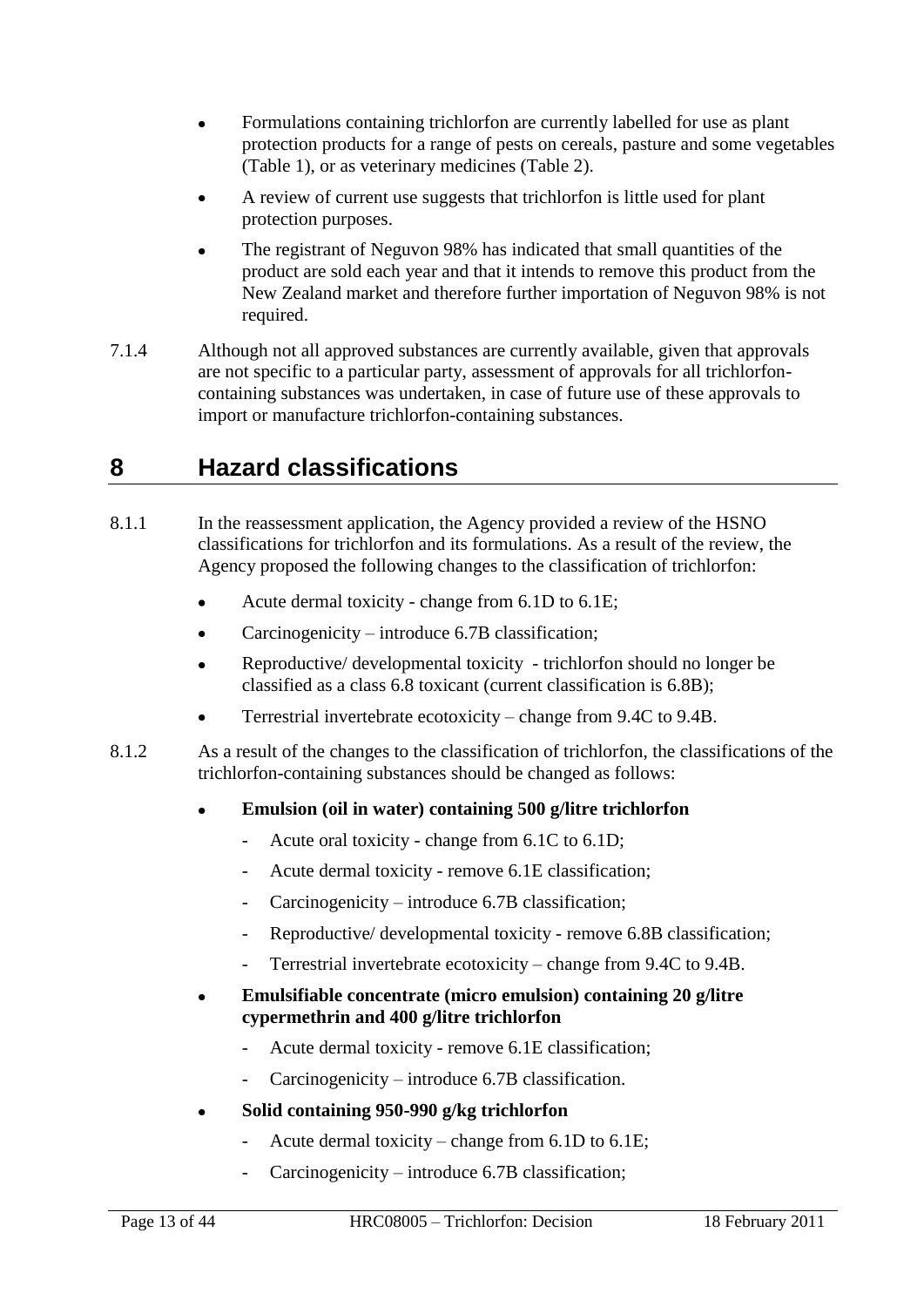- Formulations containing trichlorfon are currently labelled for use as plant protection products for a range of pests on cereals, pasture and some vegetables (Table 1), or as veterinary medicines (Table 2).
- A review of current use suggests that trichlorfon is little used for plant protection purposes.
- The registrant of Neguvon 98% has indicated that small quantities of the product are sold each year and that it intends to remove this product from the New Zealand market and therefore further importation of Neguvon 98% is not required.

7.1.4 Although not all approved substances are currently available, given that approvals are not specific to a particular party, assessment of approvals for all trichlorfon-containing substances was undertaken, in case of future use of these approvals to import or manufacture trichlorfon-containing substances.

# 8 Hazard classifications

8.1.1 In the reassessment application, the Agency provided a review of the HSNO classifications for trichlorfon and its formulations. As a result of the review, the Agency proposed the following changes to the classification of trichlorfon:

- Acute dermal toxicity - change from 6.1D to 6.1E;
- Carcinogenicity – introduce 6.7B classification;
- Reproductive/ developmental toxicity - trichlorfon should no longer be classified as a class 6.8 toxicant (current classification is 6.8B);
- Terrestrial invertebrate ecotoxicity – change from 9.4C to 9.4B.

8.1.2 As a result of the changes to the classification of trichlorfon, the classifications of the trichlorfon-containing substances should be changed as follows:

- **Emulsion (oil in water) containing 500 g/litre trichlorfon**
  - Acute oral toxicity - change from 6.1C to 6.1D;
  - Acute dermal toxicity - remove 6.1E classification;
  - Carcinogenicity – introduce 6.7B classification;
  - Reproductive/ developmental toxicity - remove 6.8B classification;
  - Terrestrial invertebrate ecotoxicity – change from 9.4C to 9.4B.
- **Emulsifiable concentrate (micro emulsion) containing 20 g/litre cypermethrin and 400 g/litre trichlorfon**
  - Acute dermal toxicity - remove 6.1E classification;
  - Carcinogenicity – introduce 6.7B classification.
- **Solid containing 950-990 g/kg trichlorfon**
  - Acute dermal toxicity – change from 6.1D to 6.1E;
  - Carcinogenicity – introduce 6.7B classification;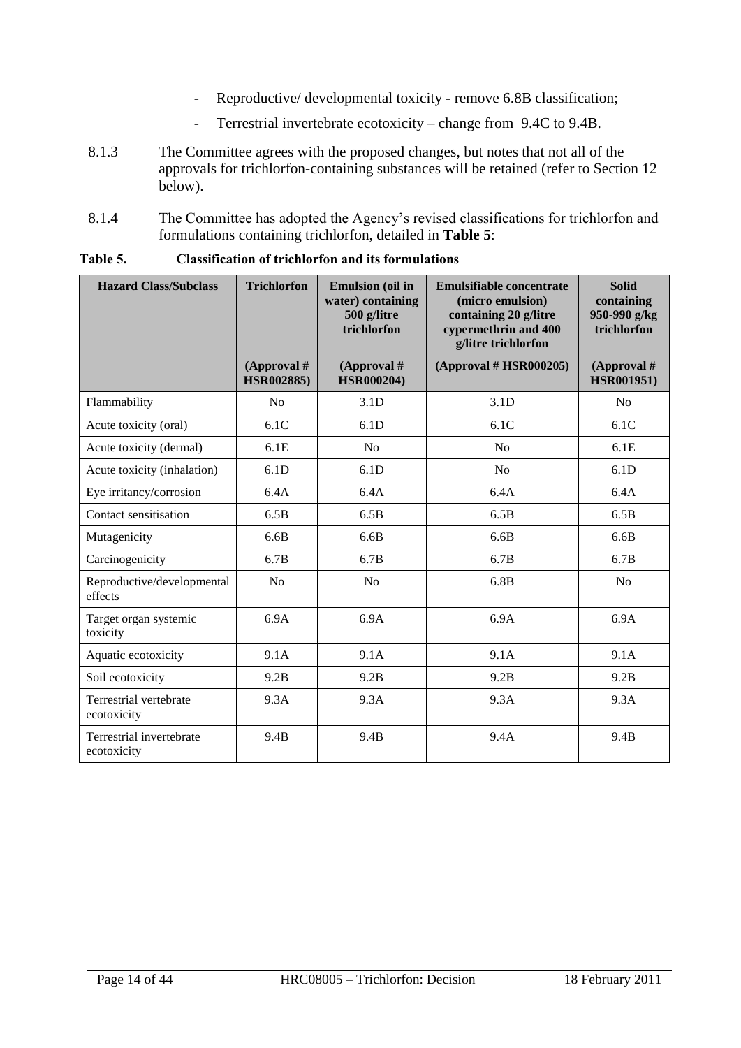- Reproductive/ developmental toxicity - remove 6.8B classification;
- Terrestrial invertebrate ecotoxicity – change from 9.4C to 9.4B.

8.1.3 The Committee agrees with the proposed changes, but notes that not all of the approvals for trichlorfon-containing substances will be retained (refer to Section 12 below).

8.1.4 The Committee has adopted the Agency's revised classifications for trichlorfon and formulations containing trichlorfon, detailed in **Table 5**:

**Table 5. Classification of trichlorfon and its formulations**

| Hazard Class/Subclass | Trichlorfon (Approval # HSR002885) | Emulsion (oil in water) containing 500 g/litre trichlorfon (Approval # HSR000204) | Emulsifiable concentrate (micro emulsion) containing 20 g/litre cypermethrin and 400 g/litre trichlorfon (Approval # HSR000205) | Solid containing 950-990 g/kg trichlorfon (Approval # HSR001951) |
|---|---|---|---|---|
| Flammability | No | 3.1D | 3.1D | No |
| Acute toxicity (oral) | 6.1C | 6.1D | 6.1C | 6.1C |
| Acute toxicity (dermal) | 6.1E | No | No | 6.1E |
| Acute toxicity (inhalation) | 6.1D | 6.1D | No | 6.1D |
| Eye irritancy/corrosion | 6.4A | 6.4A | 6.4A | 6.4A |
| Contact sensitisation | 6.5B | 6.5B | 6.5B | 6.5B |
| Mutagenicity | 6.6B | 6.6B | 6.6B | 6.6B |
| Carcinogenicity | 6.7B | 6.7B | 6.7B | 6.7B |
| Reproductive/developmental effects | No | No | 6.8B | No |
| Target organ systemic toxicity | 6.9A | 6.9A | 6.9A | 6.9A |
| Aquatic ecotoxicity | 9.1A | 9.1A | 9.1A | 9.1A |
| Soil ecotoxicity | 9.2B | 9.2B | 9.2B | 9.2B |
| Terrestrial vertebrate ecotoxicity | 9.3A | 9.3A | 9.3A | 9.3A |
| Terrestrial invertebrate ecotoxicity | 9.4B | 9.4B | 9.4A | 9.4B |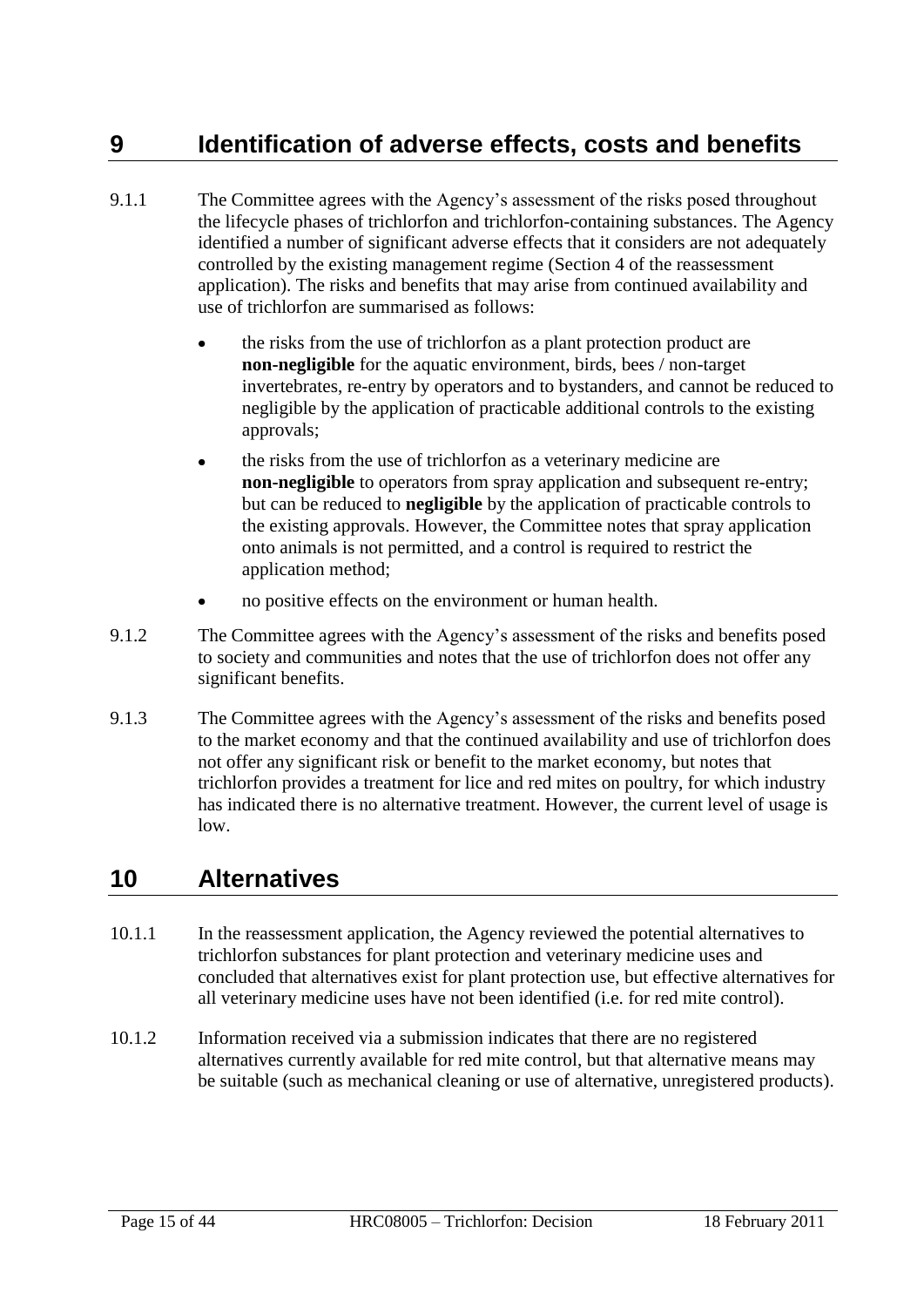# 9 Identification of adverse effects, costs and benefits

9.1.1 The Committee agrees with the Agency's assessment of the risks posed throughout the lifecycle phases of trichlorfon and trichlorfon-containing substances. The Agency identified a number of significant adverse effects that it considers are not adequately controlled by the existing management regime (Section 4 of the reassessment application). The risks and benefits that may arise from continued availability and use of trichlorfon are summarised as follows:

- the risks from the use of trichlorfon as a plant protection product are **non-negligible** for the aquatic environment, birds, bees / non-target invertebrates, re-entry by operators and to bystanders, and cannot be reduced to negligible by the application of practicable additional controls to the existing approvals;
- the risks from the use of trichlorfon as a veterinary medicine are **non-negligible** to operators from spray application and subsequent re-entry; but can be reduced to **negligible** by the application of practicable controls to the existing approvals. However, the Committee notes that spray application onto animals is not permitted, and a control is required to restrict the application method;
- no positive effects on the environment or human health.

9.1.2 The Committee agrees with the Agency's assessment of the risks and benefits posed to society and communities and notes that the use of trichlorfon does not offer any significant benefits.

9.1.3 The Committee agrees with the Agency's assessment of the risks and benefits posed to the market economy and that the continued availability and use of trichlorfon does not offer any significant risk or benefit to the market economy, but notes that trichlorfon provides a treatment for lice and red mites on poultry, for which industry has indicated there is no alternative treatment. However, the current level of usage is low.

# 10 Alternatives

10.1.1 In the reassessment application, the Agency reviewed the potential alternatives to trichlorfon substances for plant protection and veterinary medicine uses and concluded that alternatives exist for plant protection use, but effective alternatives for all veterinary medicine uses have not been identified (i.e. for red mite control).

10.1.2 Information received via a submission indicates that there are no registered alternatives currently available for red mite control, but that alternative means may be suitable (such as mechanical cleaning or use of alternative, unregistered products).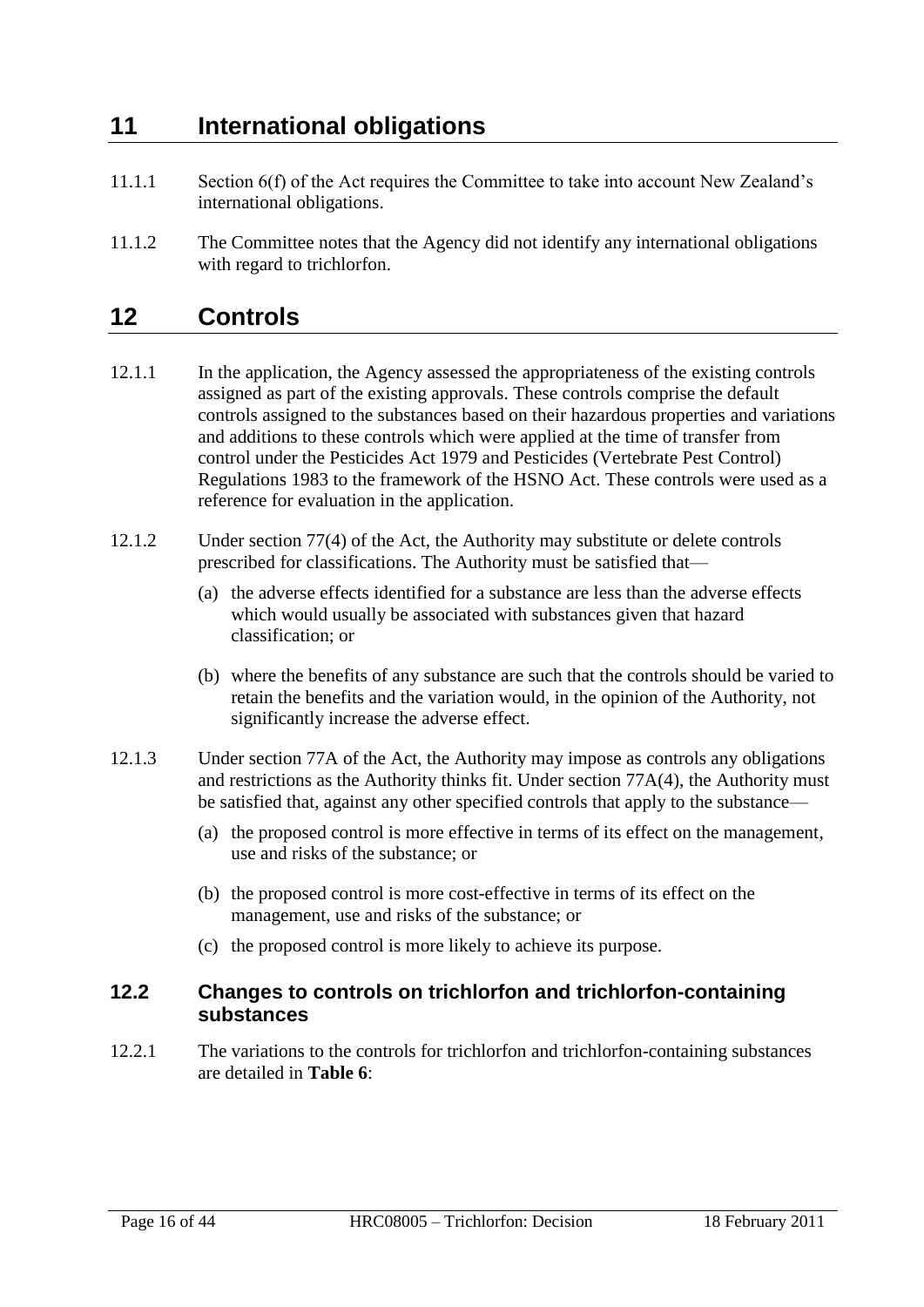# 11 International obligations

11.1.1 Section 6(f) of the Act requires the Committee to take into account New Zealand's international obligations.

11.1.2 The Committee notes that the Agency did not identify any international obligations with regard to trichlorfon.

# 12 Controls

12.1.1 In the application, the Agency assessed the appropriateness of the existing controls assigned as part of the existing approvals. These controls comprise the default controls assigned to the substances based on their hazardous properties and variations and additions to these controls which were applied at the time of transfer from control under the Pesticides Act 1979 and Pesticides (Vertebrate Pest Control) Regulations 1983 to the framework of the HSNO Act. These controls were used as a reference for evaluation in the application.

12.1.2 Under section 77(4) of the Act, the Authority may substitute or delete controls prescribed for classifications. The Authority must be satisfied that—

(a) the adverse effects identified for a substance are less than the adverse effects which would usually be associated with substances given that hazard classification; or

(b) where the benefits of any substance are such that the controls should be varied to retain the benefits and the variation would, in the opinion of the Authority, not significantly increase the adverse effect.

12.1.3 Under section 77A of the Act, the Authority may impose as controls any obligations and restrictions as the Authority thinks fit. Under section 77A(4), the Authority must be satisfied that, against any other specified controls that apply to the substance—

(a) the proposed control is more effective in terms of its effect on the management, use and risks of the substance; or

(b) the proposed control is more cost-effective in terms of its effect on the management, use and risks of the substance; or

(c) the proposed control is more likely to achieve its purpose.

## 12.2 Changes to controls on trichlorfon and trichlorfon-containing substances

12.2.1 The variations to the controls for trichlorfon and trichlorfon-containing substances are detailed in **Table 6**: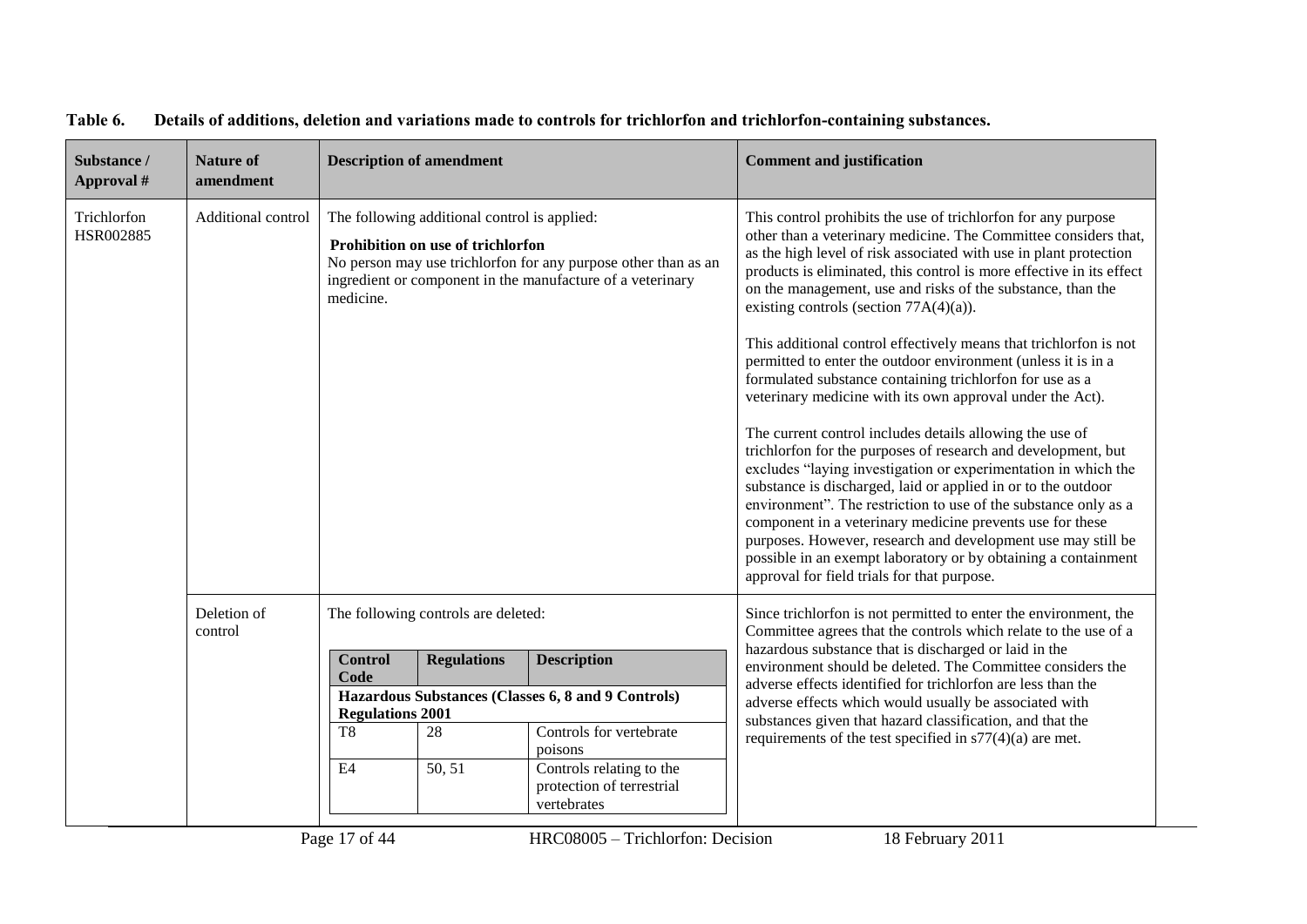**Table 6. Details of additions, deletion and variations made to controls for trichlorfon and trichlorfon-containing substances.**

| Substance / Approval # | Nature of amendment | Description of amendment | Comment and justification |
|---|---|---|---|
| Trichlorfon HSR002885 | Additional control | The following additional control is applied:<br>**Prohibition on use of trichlorfon**<br>No person may use trichlorfon for any purpose other than as an ingredient or component in the manufacture of a veterinary medicine. | This control prohibits the use of trichlorfon for any purpose other than a veterinary medicine. The Committee considers that, as the high level of risk associated with use in plant protection products is eliminated, this control is more effective in its effect on the management, use and risks of the substance, than the existing controls (section 77A(4)(a)).<br><br>This additional control effectively means that trichlorfon is not permitted to enter the outdoor environment (unless it is in a formulated substance containing trichlorfon for use as a veterinary medicine with its own approval under the Act).<br><br>The current control includes details allowing the use of trichlorfon for the purposes of research and development, but excludes "laying investigation or experimentation in which the substance is discharged, laid or applied in or to the outdoor environment". The restriction to use of the substance only as a component in a veterinary medicine prevents use for these purposes. However, research and development use may still be possible in an exempt laboratory or by obtaining a containment approval for field trials for that purpose. |
| | Deletion of control | The following controls are deleted:<br><br>**Control Code** / **Regulations** / **Description**<br>**Hazardous Substances (Classes 6, 8 and 9 Controls) Regulations 2001**<br>T8 / 28 / Controls for vertebrate poisons<br>E4 / 50, 51 / Controls relating to the protection of terrestrial vertebrates | Since trichlorfon is not permitted to enter the environment, the Committee agrees that the controls which relate to the use of a hazardous substance that is discharged or laid in the environment should be deleted. The Committee considers the adverse effects identified for trichlorfon are less than the adverse effects which would usually be associated with substances given that hazard classification, and that the requirements of the test specified in s77(4)(a) are met. |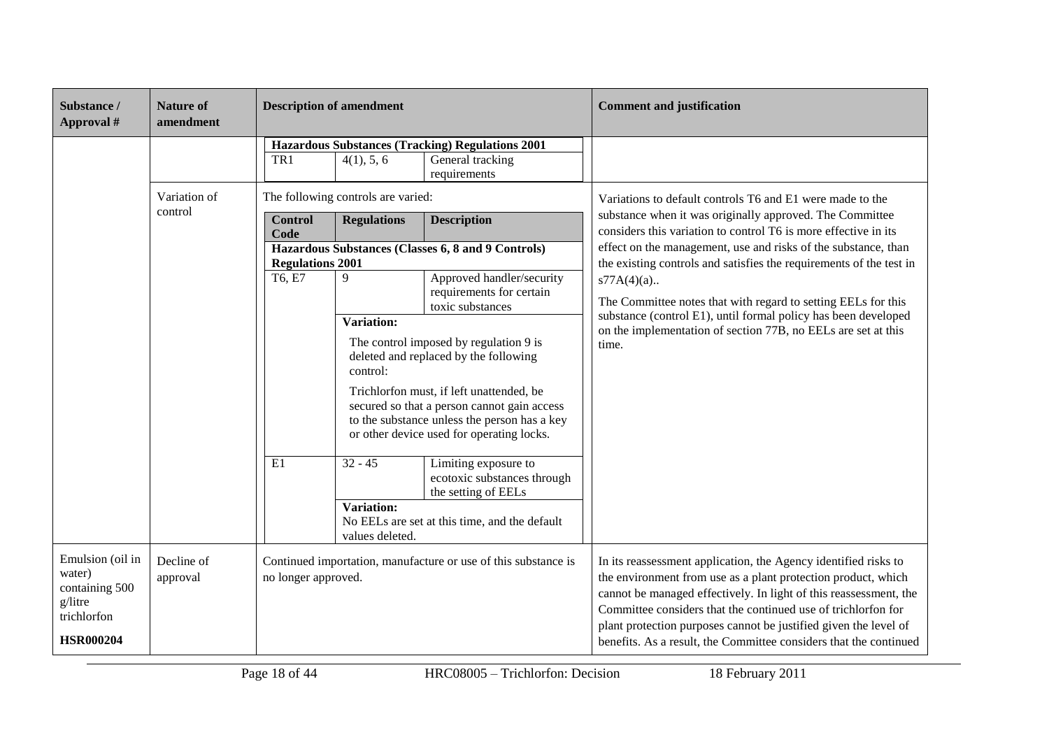| Substance / Approval # | Nature of amendment | Description of amendment | Comment and justification |
|---|---|---|---|
| | | **Hazardous Substances (Tracking) Regulations 2001**<br>TR1 — 4(1), 5, 6 — General tracking requirements | |
| | Variation of control | The following controls are varied:<br><br>**Control Code** — **Regulations** — **Description**<br>**Hazardous Substances (Classes 6, 8 and 9 Controls) Regulations 2001**<br>T6, E7 — 9 — Approved handler/security requirements for certain toxic substances<br>**Variation:**<br>The control imposed by regulation 9 is deleted and replaced by the following control:<br>Trichlorfon must, if left unattended, be secured so that a person cannot gain access to the substance unless the person has a key or other device used for operating locks.<br><br>E1 — 32 - 45 — Limiting exposure to ecotoxic substances through the setting of EELs<br>**Variation:**<br>No EELs are set at this time, and the default values deleted. | Variations to default controls T6 and E1 were made to the substance when it was originally approved. The Committee considers this variation to control T6 is more effective in its effect on the management, use and risks of the substance, than the existing controls and satisfies the requirements of the test in s77A(4)(a)..<br><br>The Committee notes that with regard to setting EELs for this substance (control E1), until formal policy has been developed on the implementation of section 77B, no EELs are set at this time. |
| Emulsion (oil in water) containing 500 g/litre trichlorfon<br><br>**HSR000204** | Decline of approval | Continued importation, manufacture or use of this substance is no longer approved. | In its reassessment application, the Agency identified risks to the environment from use as a plant protection product, which cannot be managed effectively. In light of this reassessment, the Committee considers that the continued use of trichlorfon for plant protection purposes cannot be justified given the level of benefits. As a result, the Committee considers that the continued |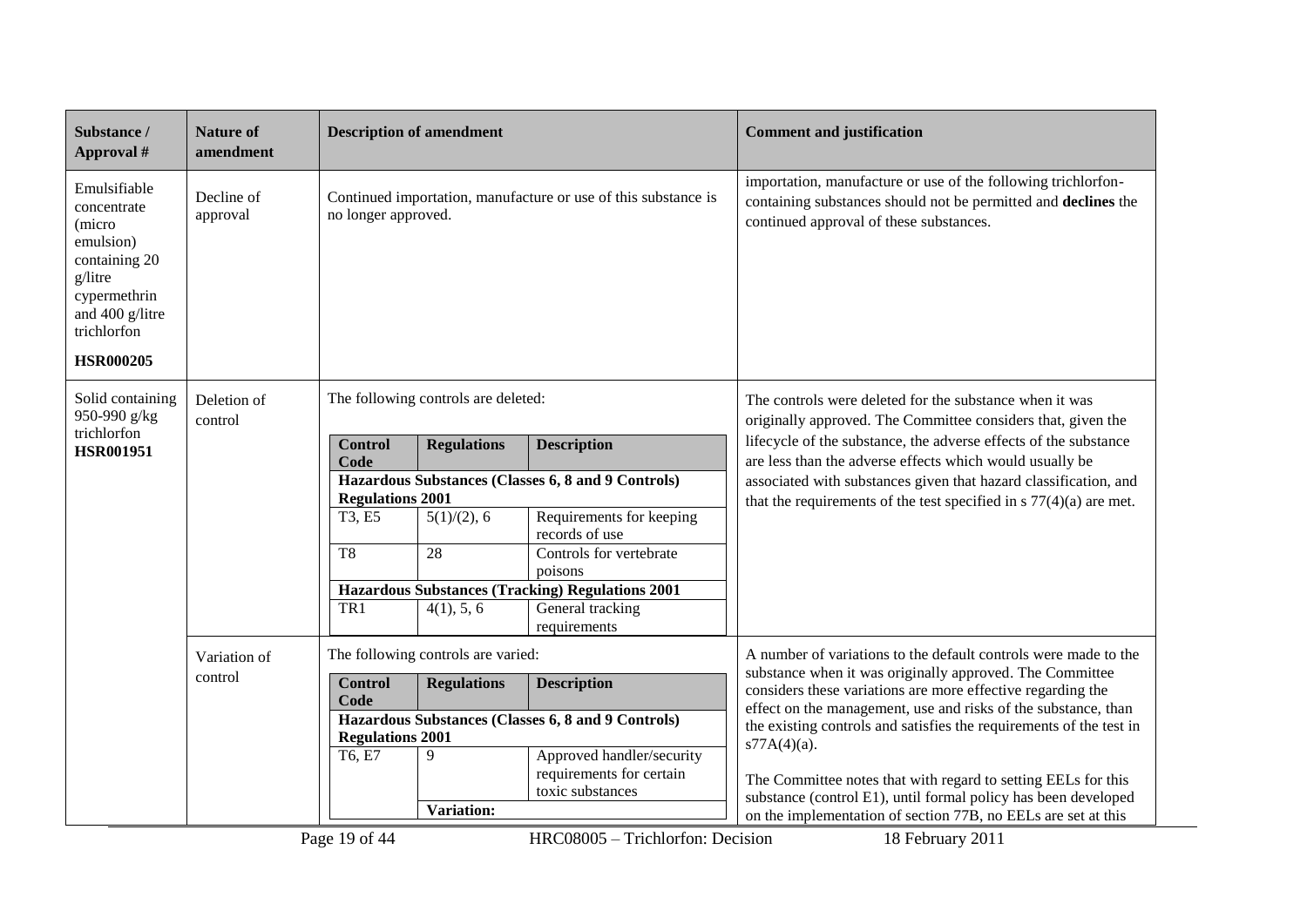| Substance / Approval # | Nature of amendment | Description of amendment | Comment and justification |
|---|---|---|---|
| Emulsifiable concentrate (micro emulsion) containing 20 g/litre cypermethrin and 400 g/litre trichlorfon **HSR000205** | Decline of approval | Continued importation, manufacture or use of this substance is no longer approved. | importation, manufacture or use of the following trichlorfon-containing substances should not be permitted and **declines** the continued approval of these substances. |
| Solid containing 950-990 g/kg trichlorfon **HSR001951** | Deletion of control | The following controls are deleted:<br><br>**Control Code** / **Regulations** / **Description**<br>**Hazardous Substances (Classes 6, 8 and 9 Controls) Regulations 2001**<br>T3, E5 / 5(1)/(2), 6 / Requirements for keeping records of use<br>T8 / 28 / Controls for vertebrate poisons<br>**Hazardous Substances (Tracking) Regulations 2001**<br>TR1 / 4(1), 5, 6 / General tracking requirements | The controls were deleted for the substance when it was originally approved. The Committee considers that, given the lifecycle of the substance, the adverse effects of the substance are less than the adverse effects which would usually be associated with substances given that hazard classification, and that the requirements of the test specified in s 77(4)(a) are met. |
| | Variation of control | The following controls are varied:<br><br>**Control Code** / **Regulations** / **Description**<br>**Hazardous Substances (Classes 6, 8 and 9 Controls) Regulations 2001**<br>T6, E7 / 9 / Approved handler/security requirements for certain toxic substances<br>**Variation:** | A number of variations to the default controls were made to the substance when it was originally approved. The Committee considers these variations are more effective regarding the effect on the management, use and risks of the substance, than the existing controls and satisfies the requirements of the test in s77A(4)(a).<br><br>The Committee notes that with regard to setting EELs for this substance (control E1), until formal policy has been developed on the implementation of section 77B, no EELs are set at this |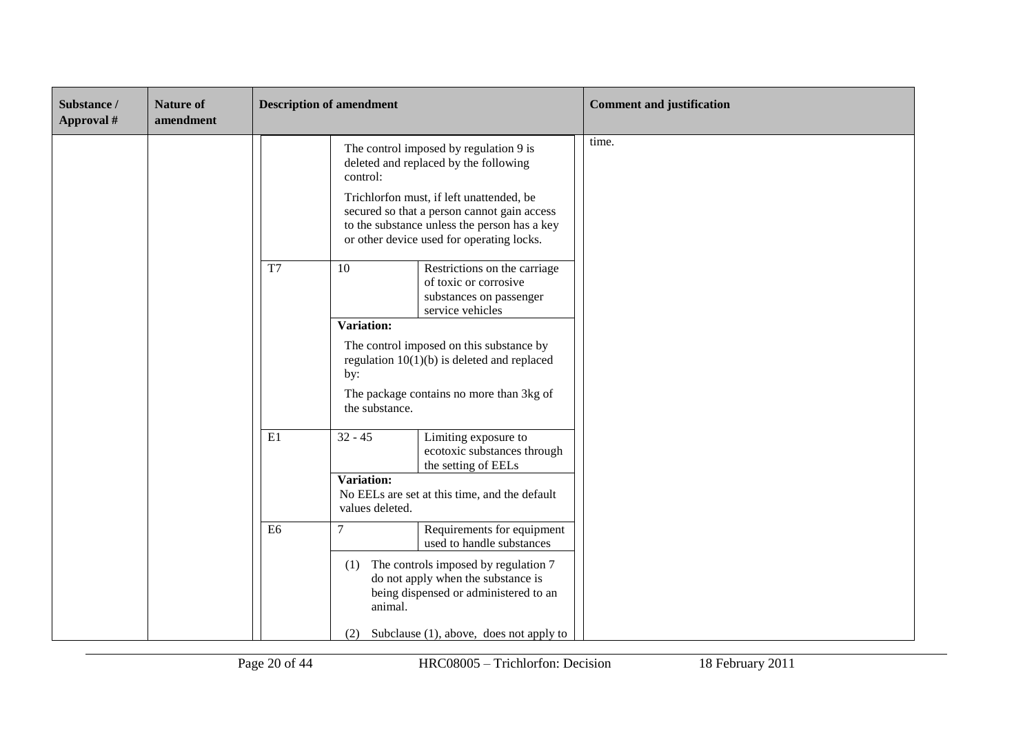| Substance / Approval # | Nature of amendment | Description of amendment | | | Comment and justification |
|---|---|---|---|---|---|
| | | | The control imposed by regulation 9 is deleted and replaced by the following control: Trichlorfon must, if left unattended, be secured so that a person cannot gain access to the substance unless the person has a key or other device used for operating locks. | | time. |
| | | T7 | 10 | Restrictions on the carriage of toxic or corrosive substances on passenger service vehicles | |
| | | | **Variation:** The control imposed on this substance by regulation 10(1)(b) is deleted and replaced by: The package contains no more than 3kg of the substance. | | |
| | | E1 | 32 - 45 | Limiting exposure to ecotoxic substances through the setting of EELs | |
| | | | **Variation:** No EELs are set at this time, and the default values deleted. | | |
| | | E6 | 7 | Requirements for equipment used to handle substances | |
| | | | (1) The controls imposed by regulation 7 do not apply when the substance is being dispensed or administered to an animal. (2) Subclause (1), above, does not apply to | | |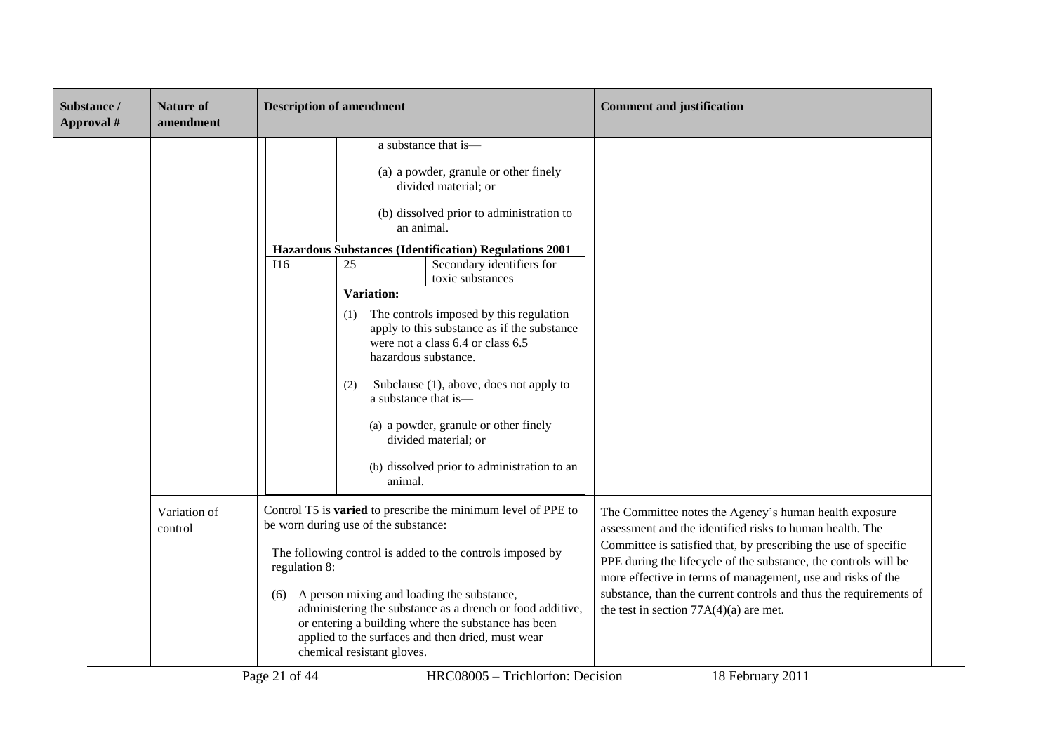| Substance / Approval # | Nature of amendment | Description of amendment | Comment and justification |
|---|---|---|---|
| | | a substance that is—<br><br>(a) a powder, granule or other finely divided material; or<br><br>(b) dissolved prior to administration to an animal.<br><br>**Hazardous Substances (Identification) Regulations 2001**<br><br>I16 — 25 — Secondary identifiers for toxic substances<br><br>**Variation:**<br><br>(1) The controls imposed by this regulation apply to this substance as if the substance were not a class 6.4 or class 6.5 hazardous substance.<br><br>(2) Subclause (1), above, does not apply to a substance that is—<br><br>(a) a powder, granule or other finely divided material; or<br><br>(b) dissolved prior to administration to an animal. | |
| | Variation of control | Control T5 is **varied** to prescribe the minimum level of PPE to be worn during use of the substance:<br><br>The following control is added to the controls imposed by regulation 8:<br><br>(6) A person mixing and loading the substance, administering the substance as a drench or food additive, or entering a building where the substance has been applied to the surfaces and then dried, must wear chemical resistant gloves. | The Committee notes the Agency's human health exposure assessment and the identified risks to human health. The Committee is satisfied that, by prescribing the use of specific PPE during the lifecycle of the substance, the controls will be more effective in terms of management, use and risks of the substance, than the current controls and thus the requirements of the test in section 77A(4)(a) are met. |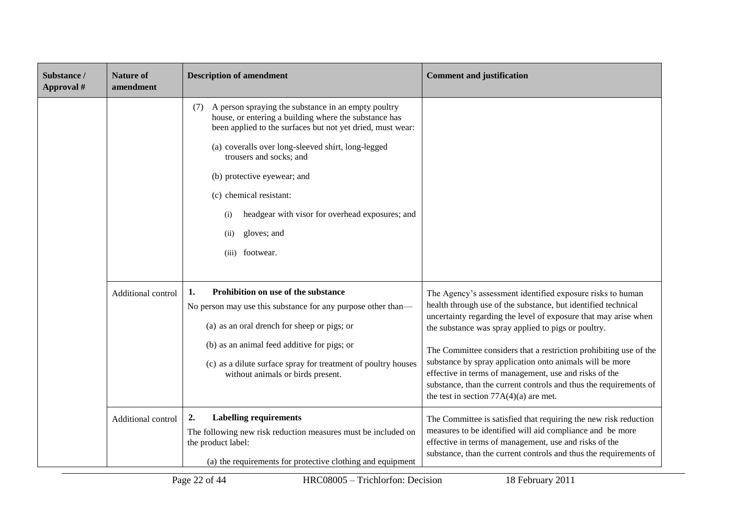| Substance / Approval # | Nature of amendment | Description of amendment | Comment and justification |
|---|---|---|---|
| | | (7) A person spraying the substance in an empty poultry house, or entering a building where the substance has been applied to the surfaces but not yet dried, must wear:<br><br>(a) coveralls over long-sleeved shirt, long-legged trousers and socks; and<br><br>(b) protective eyewear; and<br><br>(c) chemical resistant:<br><br>(i) headgear with visor for overhead exposures; and<br><br>(ii) gloves; and<br><br>(iii) footwear. | |
| | Additional control | **1. Prohibition on use of the substance**<br><br>No person may use this substance for any purpose other than—<br><br>(a) as an oral drench for sheep or pigs; or<br><br>(b) as an animal feed additive for pigs; or<br><br>(c) as a dilute surface spray for treatment of poultry houses without animals or birds present. | The Agency's assessment identified exposure risks to human health through use of the substance, but identified technical uncertainty regarding the level of exposure that may arise when the substance was spray applied to pigs or poultry.<br><br>The Committee considers that a restriction prohibiting use of the substance by spray application onto animals will be more effective in terms of management, use and risks of the substance, than the current controls and thus the requirements of the test in section 77A(4)(a) are met. |
| | Additional control | **2. Labelling requirements**<br><br>The following new risk reduction measures must be included on the product label:<br><br>(a) the requirements for protective clothing and equipment | The Committee is satisfied that requiring the new risk reduction measures to be identified will aid compliance and be more effective in terms of management, use and risks of the substance, than the current controls and thus the requirements of |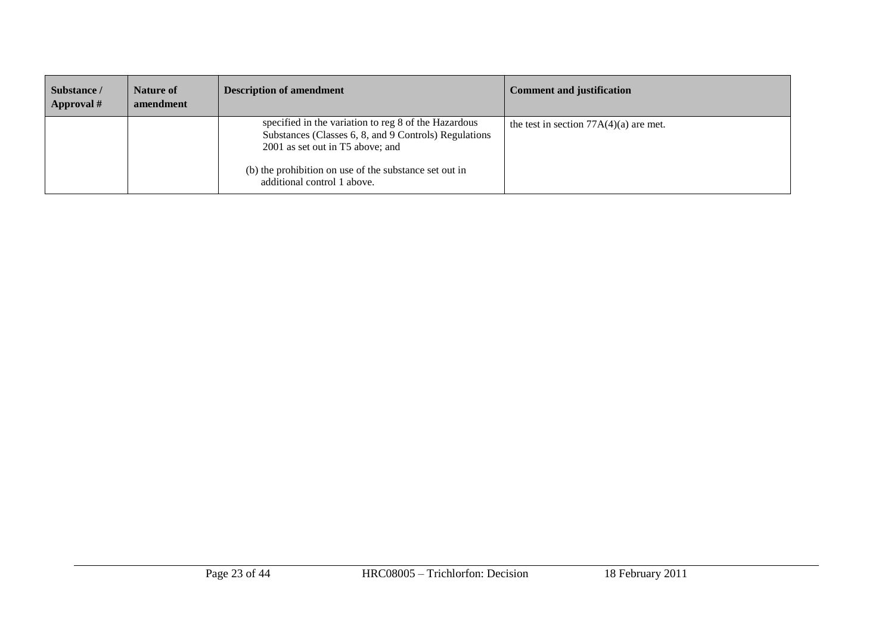| Substance / Approval # | Nature of amendment | Description of amendment | Comment and justification |
|---|---|---|---|
| | | specified in the variation to reg 8 of the Hazardous Substances (Classes 6, 8, and 9 Controls) Regulations 2001 as set out in T5 above; and<br><br>(b) the prohibition on use of the substance set out in additional control 1 above. | the test in section 77A(4)(a) are met. |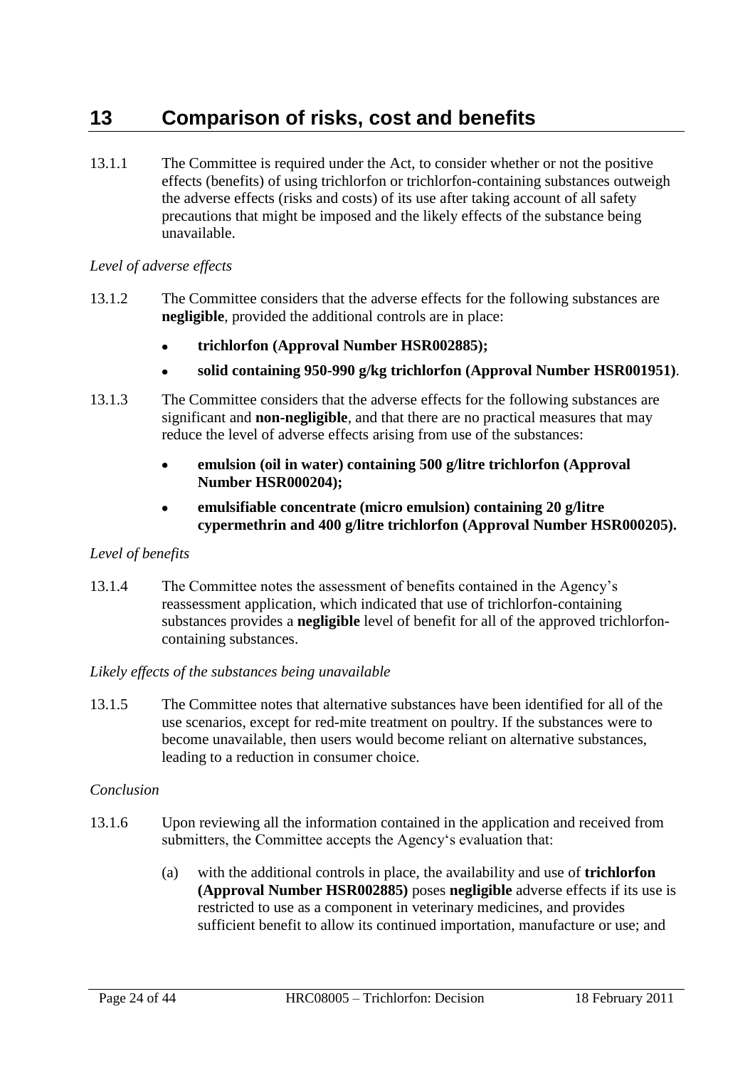# 13 Comparison of risks, cost and benefits

13.1.1 The Committee is required under the Act, to consider whether or not the positive effects (benefits) of using trichlorfon or trichlorfon-containing substances outweigh the adverse effects (risks and costs) of its use after taking account of all safety precautions that might be imposed and the likely effects of the substance being unavailable.

*Level of adverse effects*

13.1.2 The Committee considers that the adverse effects for the following substances are **negligible**, provided the additional controls are in place:

- **trichlorfon (Approval Number HSR002885);**
- **solid containing 950-990 g/kg trichlorfon (Approval Number HSR001951)**.

13.1.3 The Committee considers that the adverse effects for the following substances are significant and **non-negligible**, and that there are no practical measures that may reduce the level of adverse effects arising from use of the substances:

- **emulsion (oil in water) containing 500 g/litre trichlorfon (Approval Number HSR000204);**
- **emulsifiable concentrate (micro emulsion) containing 20 g/litre cypermethrin and 400 g/litre trichlorfon (Approval Number HSR000205).**

*Level of benefits*

13.1.4 The Committee notes the assessment of benefits contained in the Agency's reassessment application, which indicated that use of trichlorfon-containing substances provides a **negligible** level of benefit for all of the approved trichlorfon-containing substances.

*Likely effects of the substances being unavailable*

13.1.5 The Committee notes that alternative substances have been identified for all of the use scenarios, except for red-mite treatment on poultry. If the substances were to become unavailable, then users would become reliant on alternative substances, leading to a reduction in consumer choice.

*Conclusion*

13.1.6 Upon reviewing all the information contained in the application and received from submitters, the Committee accepts the Agency's evaluation that:

(a) with the additional controls in place, the availability and use of **trichlorfon (Approval Number HSR002885)** poses **negligible** adverse effects if its use is restricted to use as a component in veterinary medicines, and provides sufficient benefit to allow its continued importation, manufacture or use; and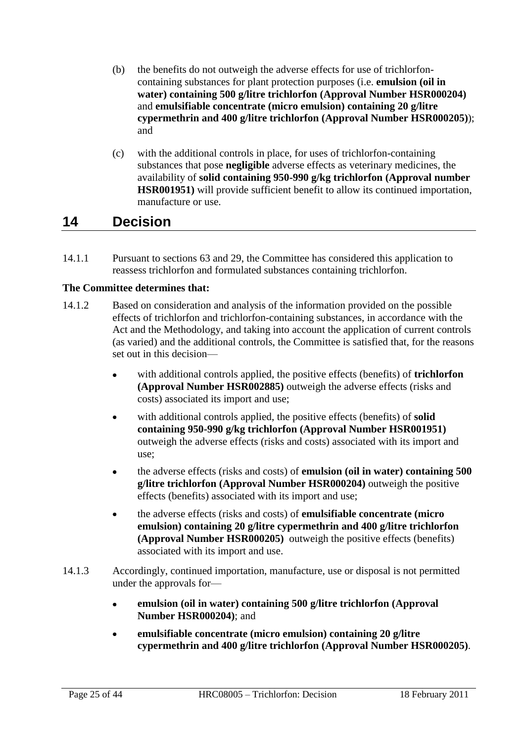(b) the benefits do not outweigh the adverse effects for use of trichlorfon-containing substances for plant protection purposes (i.e. **emulsion (oil in water) containing 500 g/litre trichlorfon (Approval Number HSR000204)** and **emulsifiable concentrate (micro emulsion) containing 20 g/litre cypermethrin and 400 g/litre trichlorfon (Approval Number HSR000205)**); and

(c) with the additional controls in place, for uses of trichlorfon-containing substances that pose **negligible** adverse effects as veterinary medicines, the availability of **solid containing 950-990 g/kg trichlorfon (Approval number HSR001951)** will provide sufficient benefit to allow its continued importation, manufacture or use.

# 14 Decision

14.1.1 Pursuant to sections 63 and 29, the Committee has considered this application to reassess trichlorfon and formulated substances containing trichlorfon.

**The Committee determines that:**

14.1.2 Based on consideration and analysis of the information provided on the possible effects of trichlorfon and trichlorfon-containing substances, in accordance with the Act and the Methodology, and taking into account the application of current controls (as varied) and the additional controls, the Committee is satisfied that, for the reasons set out in this decision—

- with additional controls applied, the positive effects (benefits) of **trichlorfon (Approval Number HSR002885)** outweigh the adverse effects (risks and costs) associated its import and use;
- with additional controls applied, the positive effects (benefits) of **solid containing 950-990 g/kg trichlorfon (Approval Number HSR001951)** outweigh the adverse effects (risks and costs) associated with its import and use;
- the adverse effects (risks and costs) of **emulsion (oil in water) containing 500 g/litre trichlorfon (Approval Number HSR000204)** outweigh the positive effects (benefits) associated with its import and use;
- the adverse effects (risks and costs) of **emulsifiable concentrate (micro emulsion) containing 20 g/litre cypermethrin and 400 g/litre trichlorfon (Approval Number HSR000205)** outweigh the positive effects (benefits) associated with its import and use.

14.1.3 Accordingly, continued importation, manufacture, use or disposal is not permitted under the approvals for—

- **emulsion (oil in water) containing 500 g/litre trichlorfon (Approval Number HSR000204)**; and
- **emulsifiable concentrate (micro emulsion) containing 20 g/litre cypermethrin and 400 g/litre trichlorfon (Approval Number HSR000205)**.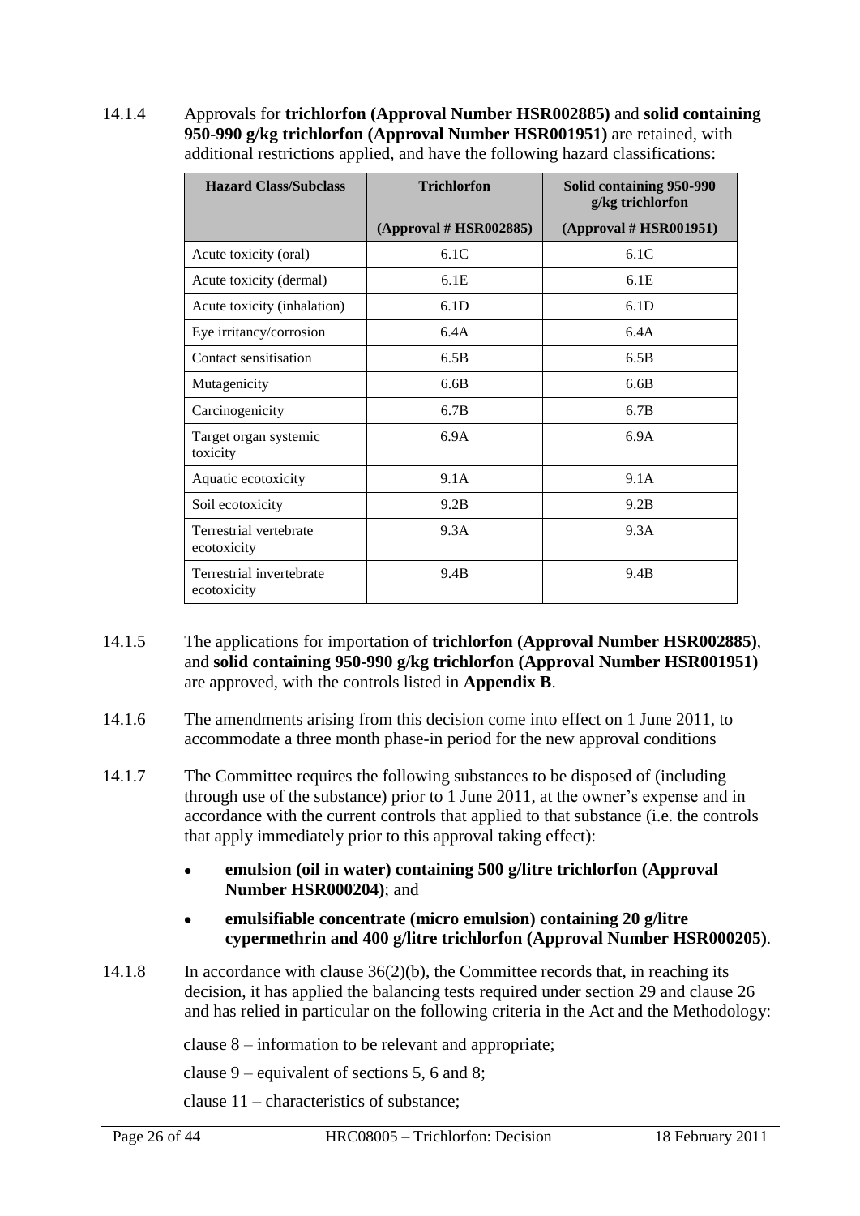14.1.4 Approvals for **trichlorfon (Approval Number HSR002885)** and **solid containing 950-990 g/kg trichlorfon (Approval Number HSR001951)** are retained, with additional restrictions applied, and have the following hazard classifications:

| Hazard Class/Subclass | Trichlorfon (Approval # HSR002885) | Solid containing 950-990 g/kg trichlorfon (Approval # HSR001951) |
|---|---|---|
| Acute toxicity (oral) | 6.1C | 6.1C |
| Acute toxicity (dermal) | 6.1E | 6.1E |
| Acute toxicity (inhalation) | 6.1D | 6.1D |
| Eye irritancy/corrosion | 6.4A | 6.4A |
| Contact sensitisation | 6.5B | 6.5B |
| Mutagenicity | 6.6B | 6.6B |
| Carcinogenicity | 6.7B | 6.7B |
| Target organ systemic toxicity | 6.9A | 6.9A |
| Aquatic ecotoxicity | 9.1A | 9.1A |
| Soil ecotoxicity | 9.2B | 9.2B |
| Terrestrial vertebrate ecotoxicity | 9.3A | 9.3A |
| Terrestrial invertebrate ecotoxicity | 9.4B | 9.4B |

14.1.5 The applications for importation of **trichlorfon (Approval Number HSR002885)**, and **solid containing 950-990 g/kg trichlorfon (Approval Number HSR001951)** are approved, with the controls listed in **Appendix B**.

14.1.6 The amendments arising from this decision come into effect on 1 June 2011, to accommodate a three month phase-in period for the new approval conditions

14.1.7 The Committee requires the following substances to be disposed of (including through use of the substance) prior to 1 June 2011, at the owner's expense and in accordance with the current controls that applied to that substance (i.e. the controls that apply immediately prior to this approval taking effect):

- **emulsion (oil in water) containing 500 g/litre trichlorfon (Approval Number HSR000204)**; and
- **emulsifiable concentrate (micro emulsion) containing 20 g/litre cypermethrin and 400 g/litre trichlorfon (Approval Number HSR000205)**.

14.1.8 In accordance with clause 36(2)(b), the Committee records that, in reaching its decision, it has applied the balancing tests required under section 29 and clause 26 and has relied in particular on the following criteria in the Act and the Methodology:

clause 8 – information to be relevant and appropriate;

clause 9 – equivalent of sections 5, 6 and 8;

clause 11 – characteristics of substance;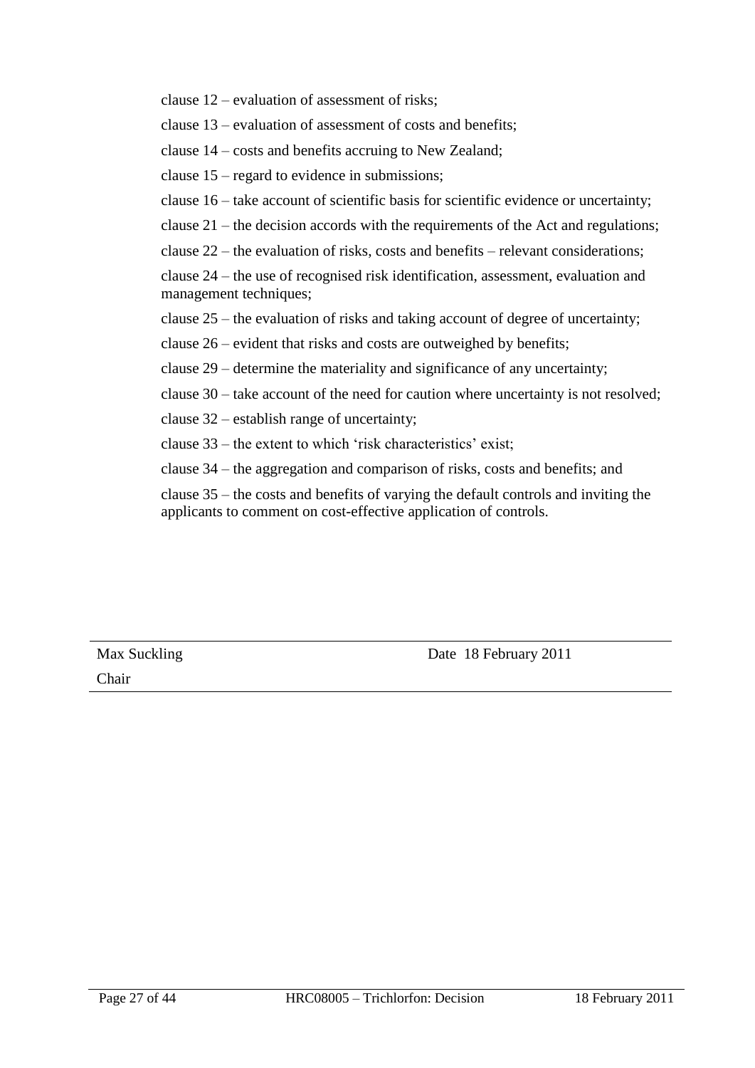clause 12 – evaluation of assessment of risks;

clause 13 – evaluation of assessment of costs and benefits;

clause 14 – costs and benefits accruing to New Zealand;

clause 15 – regard to evidence in submissions;

clause 16 – take account of scientific basis for scientific evidence or uncertainty;

clause 21 – the decision accords with the requirements of the Act and regulations;

clause 22 – the evaluation of risks, costs and benefits – relevant considerations;

clause 24 – the use of recognised risk identification, assessment, evaluation and management techniques;

clause 25 – the evaluation of risks and taking account of degree of uncertainty;

clause 26 – evident that risks and costs are outweighed by benefits;

clause 29 – determine the materiality and significance of any uncertainty;

clause 30 – take account of the need for caution where uncertainty is not resolved;

clause 32 – establish range of uncertainty;

clause 33 – the extent to which 'risk characteristics' exist;

clause 34 – the aggregation and comparison of risks, costs and benefits; and

clause 35 – the costs and benefits of varying the default controls and inviting the applicants to comment on cost-effective application of controls.

| Max Suckling | Date 18 February 2011 |
| --- | --- |
| Chair | |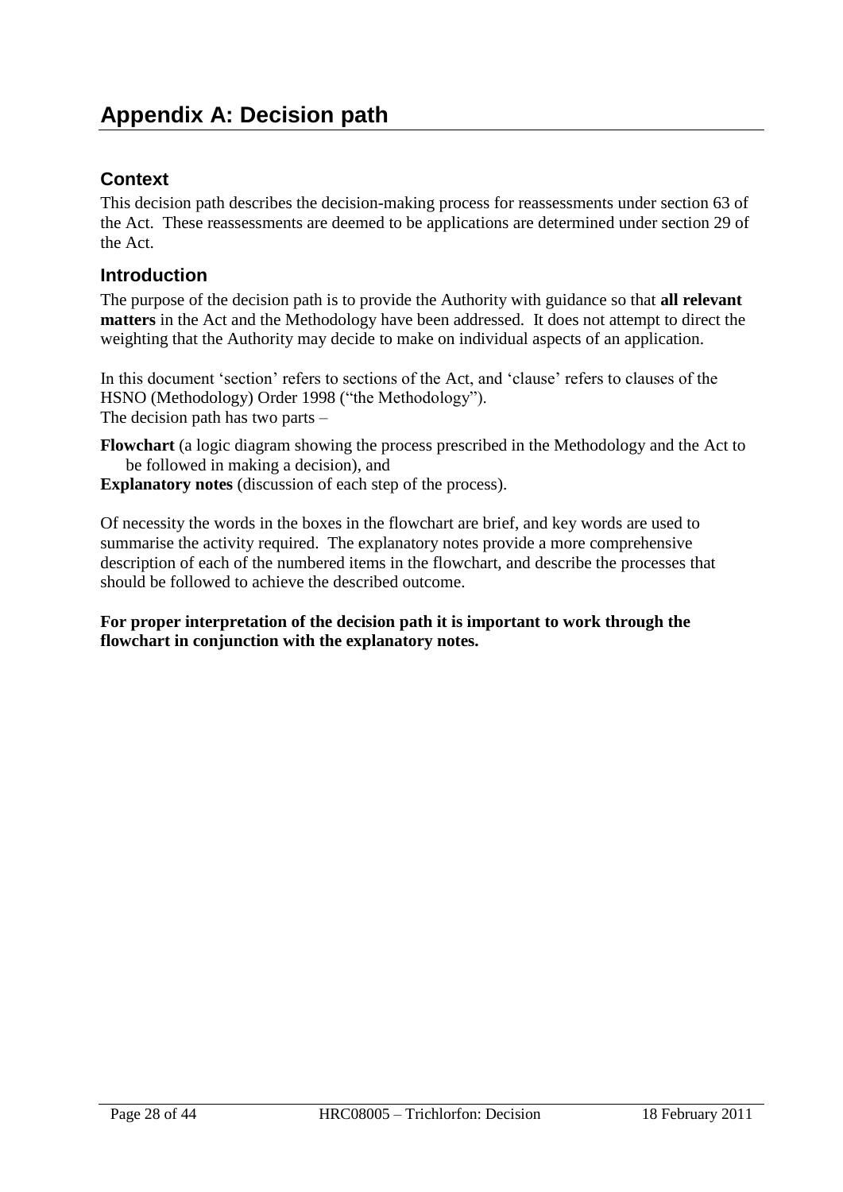# Appendix A: Decision path

## Context

This decision path describes the decision-making process for reassessments under section 63 of the Act. These reassessments are deemed to be applications are determined under section 29 of the Act.

## Introduction

The purpose of the decision path is to provide the Authority with guidance so that **all relevant matters** in the Act and the Methodology have been addressed. It does not attempt to direct the weighting that the Authority may decide to make on individual aspects of an application.

In this document 'section' refers to sections of the Act, and 'clause' refers to clauses of the HSNO (Methodology) Order 1998 ("the Methodology").
The decision path has two parts –

**Flowchart** (a logic diagram showing the process prescribed in the Methodology and the Act to be followed in making a decision), and

**Explanatory notes** (discussion of each step of the process).

Of necessity the words in the boxes in the flowchart are brief, and key words are used to summarise the activity required. The explanatory notes provide a more comprehensive description of each of the numbered items in the flowchart, and describe the processes that should be followed to achieve the described outcome.

**For proper interpretation of the decision path it is important to work through the flowchart in conjunction with the explanatory notes.**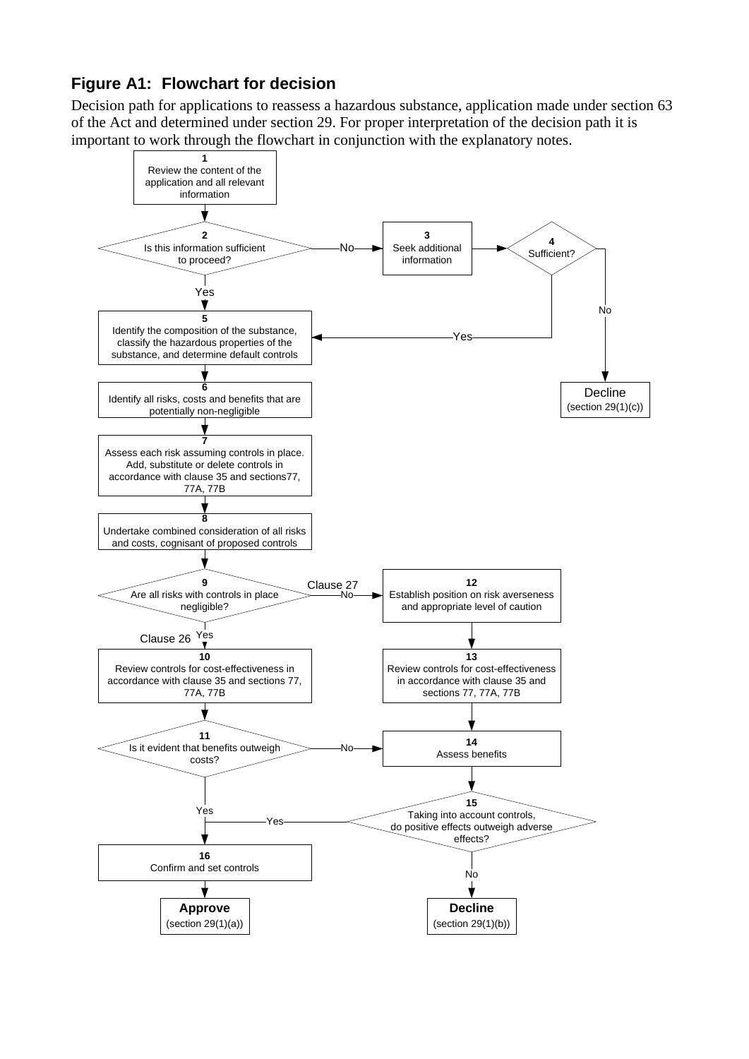### Figure A1: Flowchart for decision

Decision path for applications to reassess a hazardous substance, application made under section 63 of the Act and determined under section 29. For proper interpretation of the decision path it is important to work through the flowchart in conjunction with the explanatory notes.

**1** Review the content of the application and all relevant information

**2** Is this information sufficient to proceed?
- No → **3** Seek additional information → **4** Sufficient?
  - Yes → **5**
  - No → **Decline** (section 29(1)(c))
- Yes → **5**

**5** Identify the composition of the substance, classify the hazardous properties of the substance, and determine default controls

**6** Identify all risks, costs and benefits that are potentially non-negligible

**7** Assess each risk assuming controls in place. Add, substitute or delete controls in accordance with clause 35 and sections77, 77A, 77B

**8** Undertake combined consideration of all risks and costs, cognisant of proposed controls

**9** Are all risks with controls in place negligible?
- Yes (Clause 26) → **10**
- No (Clause 27) → **12**

**10** Review controls for cost-effectiveness in accordance with clause 35 and sections 77, 77A, 77B

**11** Is it evident that benefits outweigh costs?
- Yes → **16**
- No → **14**

**12** Establish position on risk averseness and appropriate level of caution

**13** Review controls for cost-effectiveness in accordance with clause 35 and sections 77, 77A, 77B

**14** Assess benefits

**15** Taking into account controls, do positive effects outweigh adverse effects?
- Yes → **16**
- No → **Decline** (section 29(1)(b))

**16** Confirm and set controls → **Approve** (section 29(1)(a))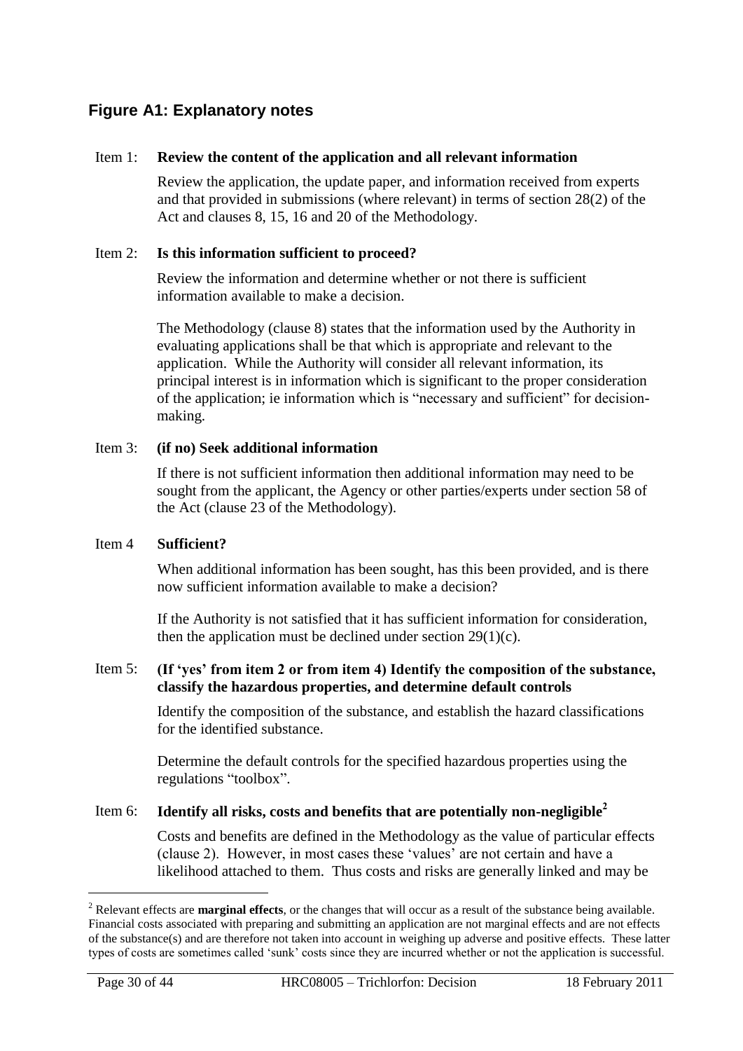## Figure A1: Explanatory notes

Item 1: **Review the content of the application and all relevant information**

Review the application, the update paper, and information received from experts and that provided in submissions (where relevant) in terms of section 28(2) of the Act and clauses 8, 15, 16 and 20 of the Methodology.

Item 2: **Is this information sufficient to proceed?**

Review the information and determine whether or not there is sufficient information available to make a decision.

The Methodology (clause 8) states that the information used by the Authority in evaluating applications shall be that which is appropriate and relevant to the application. While the Authority will consider all relevant information, its principal interest is in information which is significant to the proper consideration of the application; ie information which is "necessary and sufficient" for decision-making.

Item 3: **(if no) Seek additional information**

If there is not sufficient information then additional information may need to be sought from the applicant, the Agency or other parties/experts under section 58 of the Act (clause 23 of the Methodology).

Item 4 **Sufficient?**

When additional information has been sought, has this been provided, and is there now sufficient information available to make a decision?

If the Authority is not satisfied that it has sufficient information for consideration, then the application must be declined under section 29(1)(c).

Item 5: **(If 'yes' from item 2 or from item 4) Identify the composition of the substance, classify the hazardous properties, and determine default controls**

Identify the composition of the substance, and establish the hazard classifications for the identified substance.

Determine the default controls for the specified hazardous properties using the regulations "toolbox".

Item 6: **Identify all risks, costs and benefits that are potentially non-negligible[2]**

Costs and benefits are defined in the Methodology as the value of particular effects (clause 2). However, in most cases these 'values' are not certain and have a likelihood attached to them. Thus costs and risks are generally linked and may be

---

[2] Relevant effects are **marginal effects**, or the changes that will occur as a result of the substance being available. Financial costs associated with preparing and submitting an application are not marginal effects and are not effects of the substance(s) and are therefore not taken into account in weighing up adverse and positive effects. These latter types of costs are sometimes called 'sunk' costs since they are incurred whether or not the application is successful.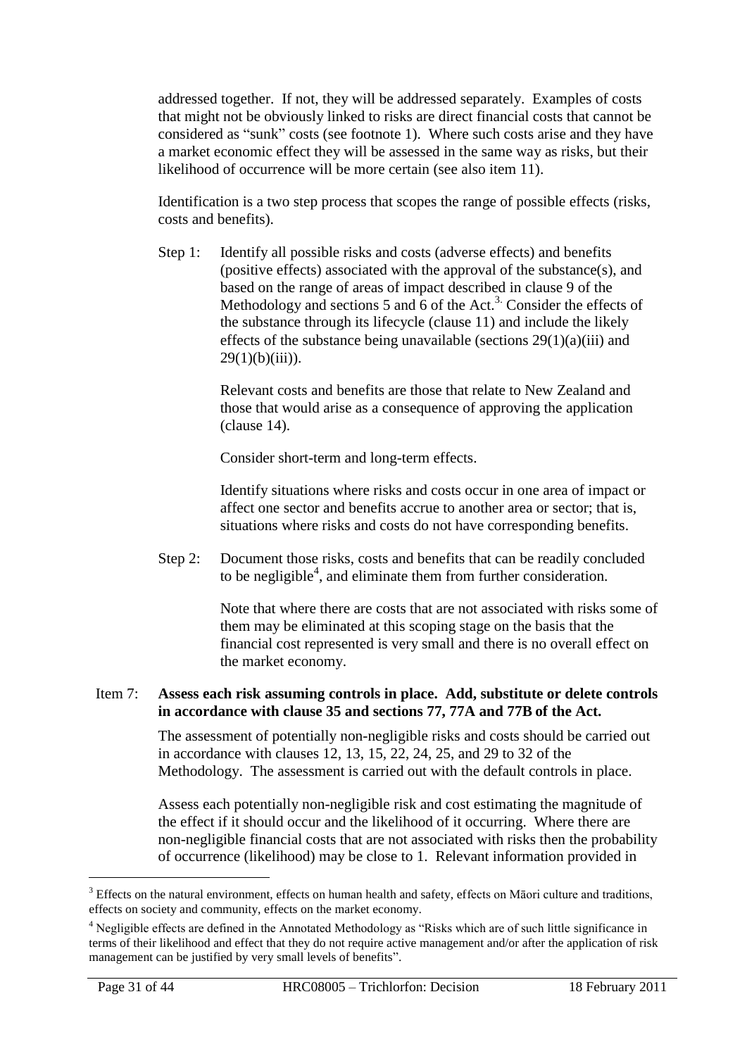addressed together. If not, they will be addressed separately. Examples of costs that might not be obviously linked to risks are direct financial costs that cannot be considered as "sunk" costs (see footnote 1). Where such costs arise and they have a market economic effect they will be assessed in the same way as risks, but their likelihood of occurrence will be more certain (see also item 11).

Identification is a two step process that scopes the range of possible effects (risks, costs and benefits).

Step 1: Identify all possible risks and costs (adverse effects) and benefits (positive effects) associated with the approval of the substance(s), and based on the range of areas of impact described in clause 9 of the Methodology and sections 5 and 6 of the Act.[3] Consider the effects of the substance through its lifecycle (clause 11) and include the likely effects of the substance being unavailable (sections 29(1)(a)(iii) and 29(1)(b)(iii)).

Relevant costs and benefits are those that relate to New Zealand and those that would arise as a consequence of approving the application (clause 14).

Consider short-term and long-term effects.

Identify situations where risks and costs occur in one area of impact or affect one sector and benefits accrue to another area or sector; that is, situations where risks and costs do not have corresponding benefits.

Step 2: Document those risks, costs and benefits that can be readily concluded to be negligible[4], and eliminate them from further consideration.

Note that where there are costs that are not associated with risks some of them may be eliminated at this scoping stage on the basis that the financial cost represented is very small and there is no overall effect on the market economy.

Item 7: **Assess each risk assuming controls in place. Add, substitute or delete controls in accordance with clause 35 and sections 77, 77A and 77B of the Act.**

The assessment of potentially non-negligible risks and costs should be carried out in accordance with clauses 12, 13, 15, 22, 24, 25, and 29 to 32 of the Methodology. The assessment is carried out with the default controls in place.

Assess each potentially non-negligible risk and cost estimating the magnitude of the effect if it should occur and the likelihood of it occurring. Where there are non-negligible financial costs that are not associated with risks then the probability of occurrence (likelihood) may be close to 1. Relevant information provided in

---

[3] Effects on the natural environment, effects on human health and safety, effects on Māori culture and traditions, effects on society and community, effects on the market economy.

[4] Negligible effects are defined in the Annotated Methodology as "Risks which are of such little significance in terms of their likelihood and effect that they do not require active management and/or after the application of risk management can be justified by very small levels of benefits".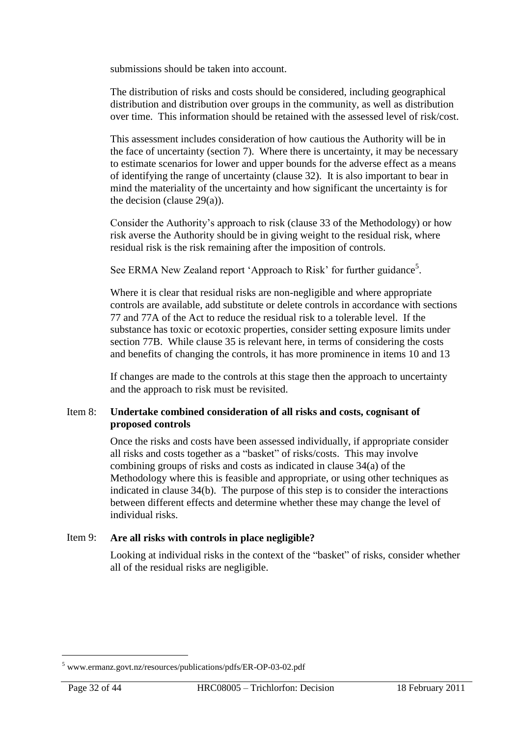submissions should be taken into account.

The distribution of risks and costs should be considered, including geographical distribution and distribution over groups in the community, as well as distribution over time. This information should be retained with the assessed level of risk/cost.

This assessment includes consideration of how cautious the Authority will be in the face of uncertainty (section 7). Where there is uncertainty, it may be necessary to estimate scenarios for lower and upper bounds for the adverse effect as a means of identifying the range of uncertainty (clause 32). It is also important to bear in mind the materiality of the uncertainty and how significant the uncertainty is for the decision (clause 29(a)).

Consider the Authority's approach to risk (clause 33 of the Methodology) or how risk averse the Authority should be in giving weight to the residual risk, where residual risk is the risk remaining after the imposition of controls.

See ERMA New Zealand report 'Approach to Risk' for further guidance[5].

Where it is clear that residual risks are non-negligible and where appropriate controls are available, add substitute or delete controls in accordance with sections 77 and 77A of the Act to reduce the residual risk to a tolerable level. If the substance has toxic or ecotoxic properties, consider setting exposure limits under section 77B. While clause 35 is relevant here, in terms of considering the costs and benefits of changing the controls, it has more prominence in items 10 and 13

If changes are made to the controls at this stage then the approach to uncertainty and the approach to risk must be revisited.

Item 8: **Undertake combined consideration of all risks and costs, cognisant of proposed controls**

Once the risks and costs have been assessed individually, if appropriate consider all risks and costs together as a "basket" of risks/costs. This may involve combining groups of risks and costs as indicated in clause 34(a) of the Methodology where this is feasible and appropriate, or using other techniques as indicated in clause 34(b). The purpose of this step is to consider the interactions between different effects and determine whether these may change the level of individual risks.

Item 9: **Are all risks with controls in place negligible?**

Looking at individual risks in the context of the "basket" of risks, consider whether all of the residual risks are negligible.

[5] www.ermanz.govt.nz/resources/publications/pdfs/ER-OP-03-02.pdf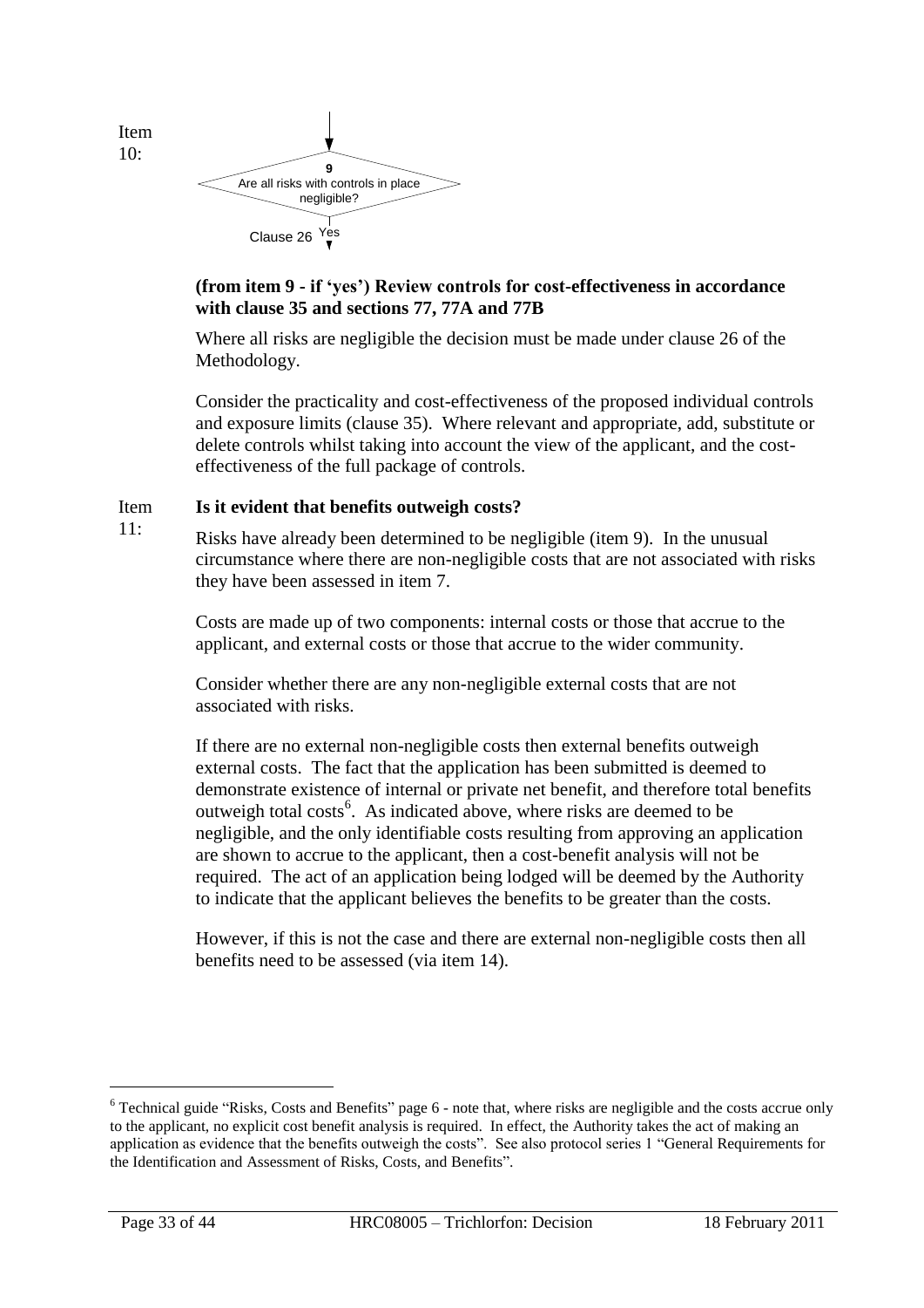Item 10:

9
Are all risks with controls in place negligible?

Clause 26 Yes

**(from item 9 - if 'yes') Review controls for cost-effectiveness in accordance with clause 35 and sections 77, 77A and 77B**

Where all risks are negligible the decision must be made under clause 26 of the Methodology.

Consider the practicality and cost-effectiveness of the proposed individual controls and exposure limits (clause 35). Where relevant and appropriate, add, substitute or delete controls whilst taking into account the view of the applicant, and the cost-effectiveness of the full package of controls.

Item 11: **Is it evident that benefits outweigh costs?**

Risks have already been determined to be negligible (item 9). In the unusual circumstance where there are non-negligible costs that are not associated with risks they have been assessed in item 7.

Costs are made up of two components: internal costs or those that accrue to the applicant, and external costs or those that accrue to the wider community.

Consider whether there are any non-negligible external costs that are not associated with risks.

If there are no external non-negligible costs then external benefits outweigh external costs. The fact that the application has been submitted is deemed to demonstrate existence of internal or private net benefit, and therefore total benefits outweigh total costs[6]. As indicated above, where risks are deemed to be negligible, and the only identifiable costs resulting from approving an application are shown to accrue to the applicant, then a cost-benefit analysis will not be required. The act of an application being lodged will be deemed by the Authority to indicate that the applicant believes the benefits to be greater than the costs.

However, if this is not the case and there are external non-negligible costs then all benefits need to be assessed (via item 14).

---

[6] Technical guide "Risks, Costs and Benefits" page 6 - note that, where risks are negligible and the costs accrue only to the applicant, no explicit cost benefit analysis is required. In effect, the Authority takes the act of making an application as evidence that the benefits outweigh the costs". See also protocol series 1 "General Requirements for the Identification and Assessment of Risks, Costs, and Benefits".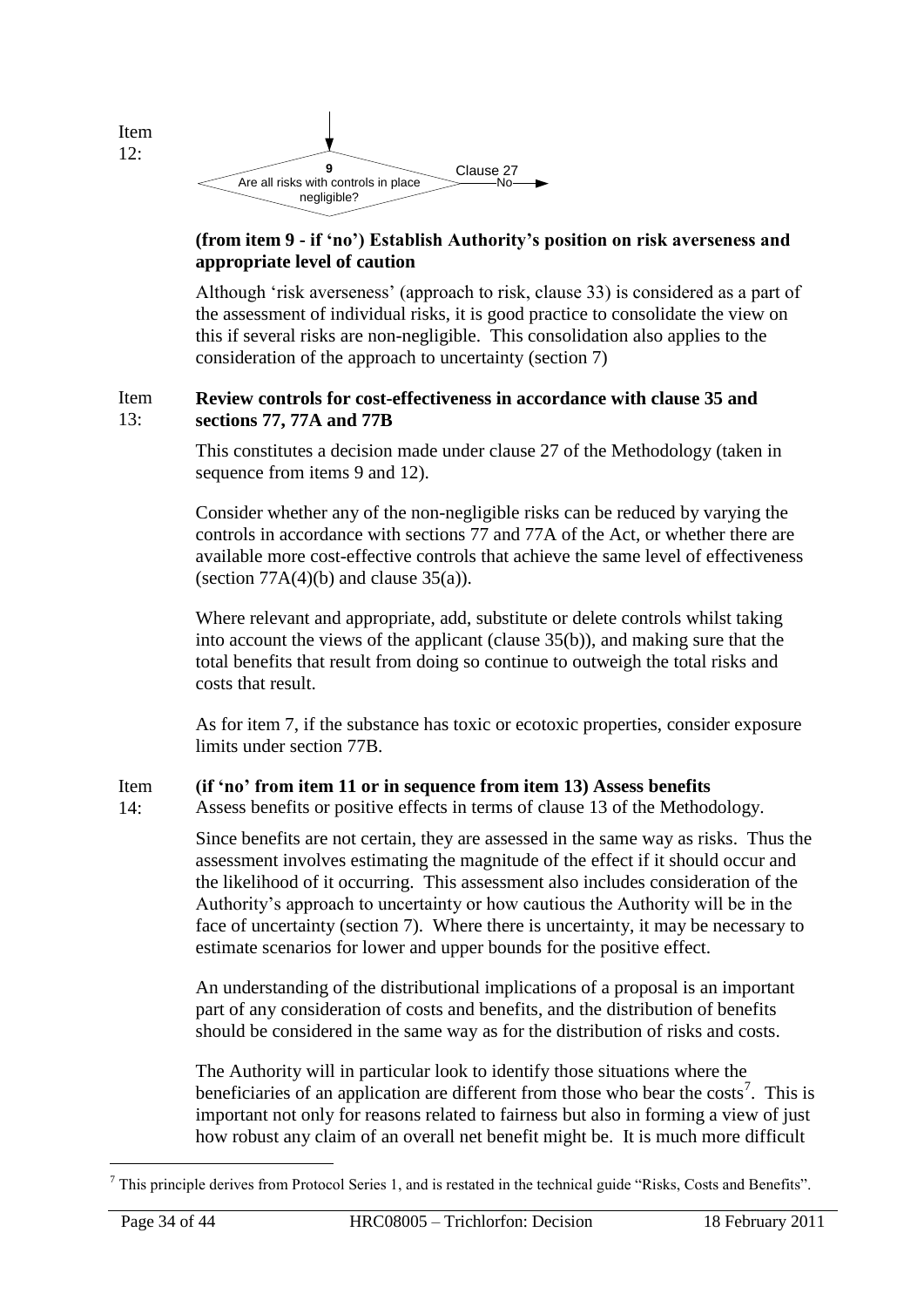Item 12:

9
Are all risks with controls in place negligible?

Clause 27 — No →

**(from item 9 - if 'no') Establish Authority's position on risk averseness and appropriate level of caution**

Although 'risk averseness' (approach to risk, clause 33) is considered as a part of the assessment of individual risks, it is good practice to consolidate the view on this if several risks are non-negligible. This consolidation also applies to the consideration of the approach to uncertainty (section 7)

Item 13: **Review controls for cost-effectiveness in accordance with clause 35 and sections 77, 77A and 77B**

This constitutes a decision made under clause 27 of the Methodology (taken in sequence from items 9 and 12).

Consider whether any of the non-negligible risks can be reduced by varying the controls in accordance with sections 77 and 77A of the Act, or whether there are available more cost-effective controls that achieve the same level of effectiveness (section 77A(4)(b) and clause 35(a)).

Where relevant and appropriate, add, substitute or delete controls whilst taking into account the views of the applicant (clause 35(b)), and making sure that the total benefits that result from doing so continue to outweigh the total risks and costs that result.

As for item 7, if the substance has toxic or ecotoxic properties, consider exposure limits under section 77B.

Item 14: **(if 'no' from item 11 or in sequence from item 13) Assess benefits**
Assess benefits or positive effects in terms of clause 13 of the Methodology.

Since benefits are not certain, they are assessed in the same way as risks. Thus the assessment involves estimating the magnitude of the effect if it should occur and the likelihood of it occurring. This assessment also includes consideration of the Authority's approach to uncertainty or how cautious the Authority will be in the face of uncertainty (section 7). Where there is uncertainty, it may be necessary to estimate scenarios for lower and upper bounds for the positive effect.

An understanding of the distributional implications of a proposal is an important part of any consideration of costs and benefits, and the distribution of benefits should be considered in the same way as for the distribution of risks and costs.

The Authority will in particular look to identify those situations where the beneficiaries of an application are different from those who bear the costs[7]. This is important not only for reasons related to fairness but also in forming a view of just how robust any claim of an overall net benefit might be. It is much more difficult

[7] This principle derives from Protocol Series 1, and is restated in the technical guide "Risks, Costs and Benefits".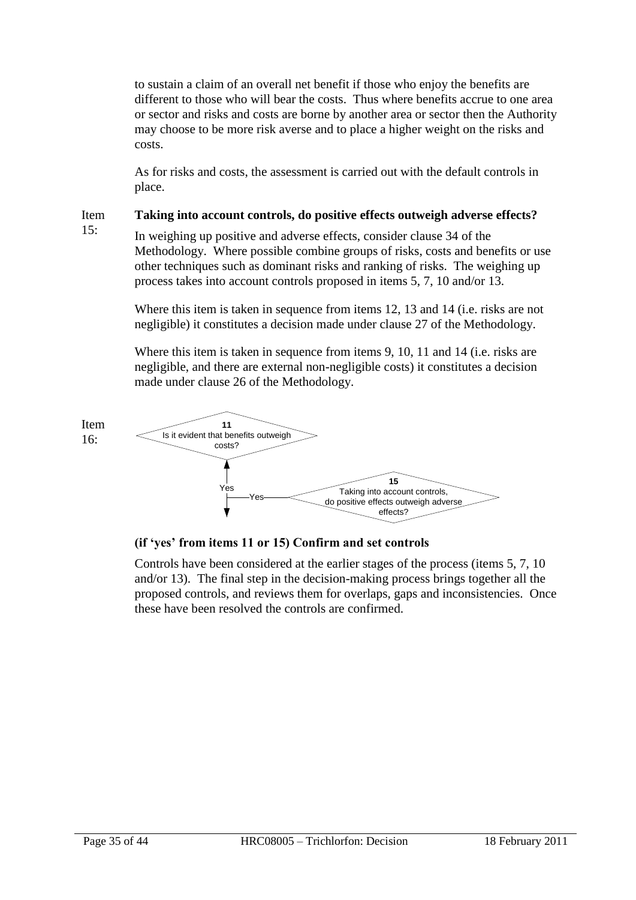to sustain a claim of an overall net benefit if those who enjoy the benefits are different to those who will bear the costs. Thus where benefits accrue to one area or sector and risks and costs are borne by another area or sector then the Authority may choose to be more risk averse and to place a higher weight on the risks and costs.

As for risks and costs, the assessment is carried out with the default controls in place.

Item 15: **Taking into account controls, do positive effects outweigh adverse effects?**

In weighing up positive and adverse effects, consider clause 34 of the Methodology. Where possible combine groups of risks, costs and benefits or use other techniques such as dominant risks and ranking of risks. The weighing up process takes into account controls proposed in items 5, 7, 10 and/or 13.

Where this item is taken in sequence from items 12, 13 and 14 (i.e. risks are not negligible) it constitutes a decision made under clause 27 of the Methodology.

Where this item is taken in sequence from items 9, 10, 11 and 14 (i.e. risks are negligible, and there are external non-negligible costs) it constitutes a decision made under clause 26 of the Methodology.

Item 16:

**11** Is it evident that benefits outweigh costs? — Yes ↓

**15** Taking into account controls, do positive effects outweigh adverse effects? — Yes ↓

**(if 'yes' from items 11 or 15) Confirm and set controls**

Controls have been considered at the earlier stages of the process (items 5, 7, 10 and/or 13). The final step in the decision-making process brings together all the proposed controls, and reviews them for overlaps, gaps and inconsistencies. Once these have been resolved the controls are confirmed.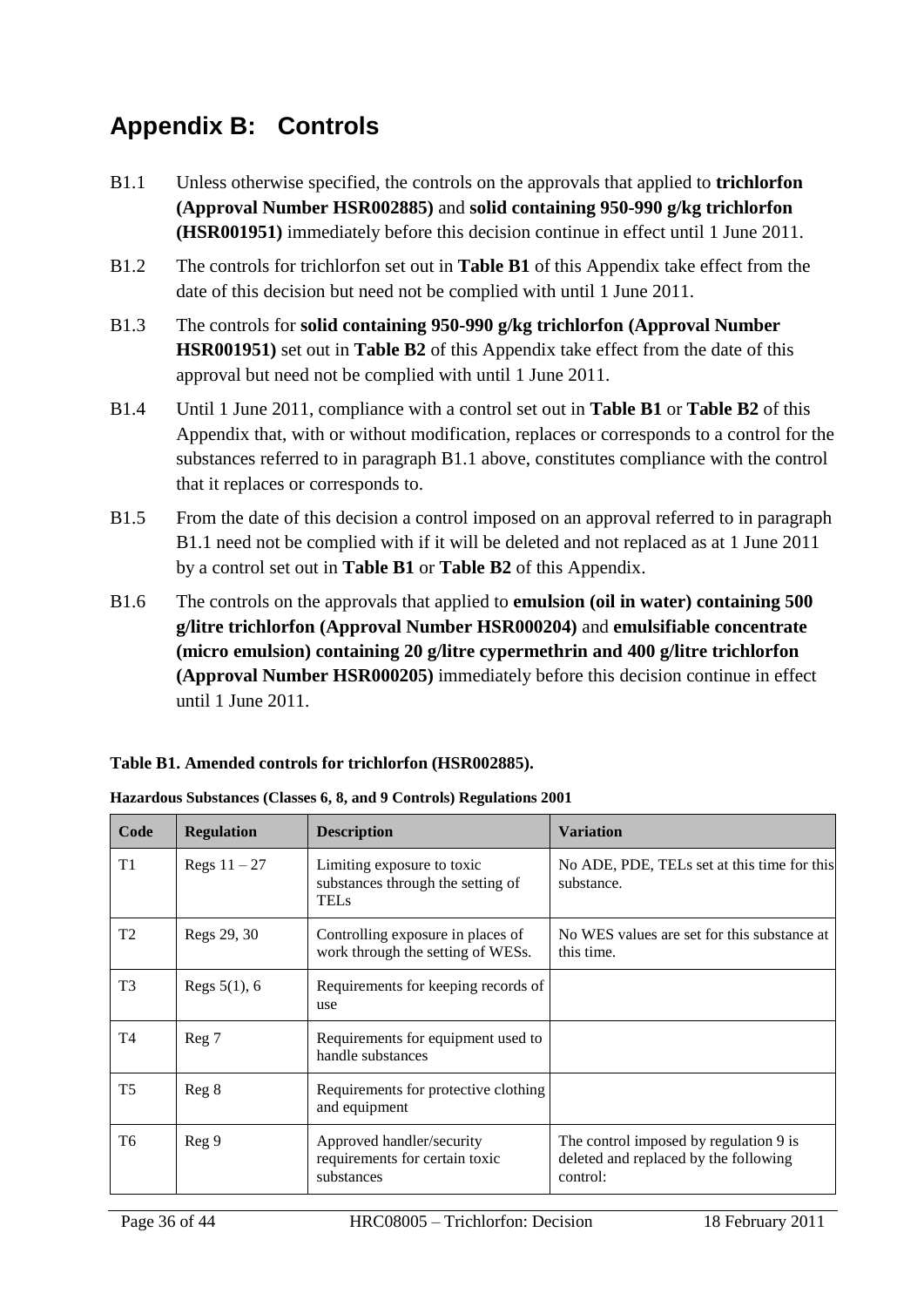# Appendix B: Controls

B1.1 Unless otherwise specified, the controls on the approvals that applied to **trichlorfon (Approval Number HSR002885)** and **solid containing 950-990 g/kg trichlorfon (HSR001951)** immediately before this decision continue in effect until 1 June 2011.

B1.2 The controls for trichlorfon set out in **Table B1** of this Appendix take effect from the date of this decision but need not be complied with until 1 June 2011.

B1.3 The controls for **solid containing 950-990 g/kg trichlorfon (Approval Number HSR001951)** set out in **Table B2** of this Appendix take effect from the date of this approval but need not be complied with until 1 June 2011.

B1.4 Until 1 June 2011, compliance with a control set out in **Table B1** or **Table B2** of this Appendix that, with or without modification, replaces or corresponds to a control for the substances referred to in paragraph B1.1 above, constitutes compliance with the control that it replaces or corresponds to.

B1.5 From the date of this decision a control imposed on an approval referred to in paragraph B1.1 need not be complied with if it will be deleted and not replaced as at 1 June 2011 by a control set out in **Table B1** or **Table B2** of this Appendix.

B1.6 The controls on the approvals that applied to **emulsion (oil in water) containing 500 g/litre trichlorfon (Approval Number HSR000204)** and **emulsifiable concentrate (micro emulsion) containing 20 g/litre cypermethrin and 400 g/litre trichlorfon (Approval Number HSR000205)** immediately before this decision continue in effect until 1 June 2011.

**Table B1. Amended controls for trichlorfon (HSR002885).**

**Hazardous Substances (Classes 6, 8, and 9 Controls) Regulations 2001**

| Code | Regulation | Description | Variation |
|---|---|---|---|
| T1 | Regs 11 – 27 | Limiting exposure to toxic substances through the setting of TELs | No ADE, PDE, TELs set at this time for this substance. |
| T2 | Regs 29, 30 | Controlling exposure in places of work through the setting of WESs. | No WES values are set for this substance at this time. |
| T3 | Regs 5(1), 6 | Requirements for keeping records of use | |
| T4 | Reg 7 | Requirements for equipment used to handle substances | |
| T5 | Reg 8 | Requirements for protective clothing and equipment | |
| T6 | Reg 9 | Approved handler/security requirements for certain toxic substances | The control imposed by regulation 9 is deleted and replaced by the following control: |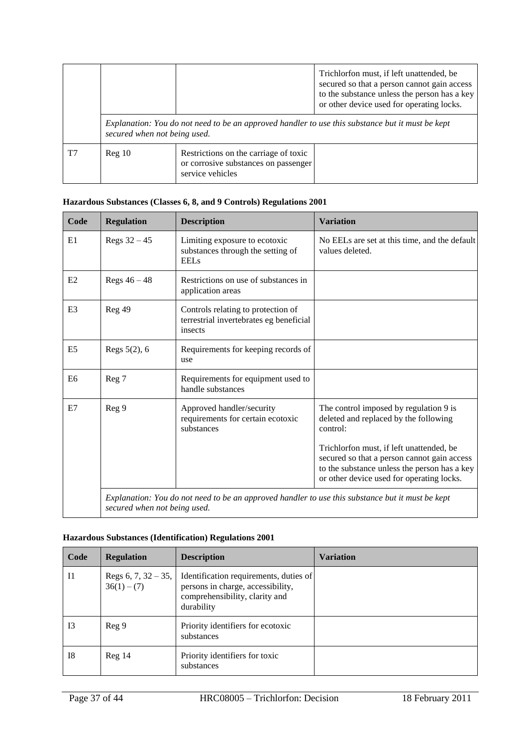| | | | |
|---|---|---|---|
| | | | Trichlorfon must, if left unattended, be secured so that a person cannot gain access to the substance unless the person has a key or other device used for operating locks. |
| | *Explanation: You do not need to be an approved handler to use this substance but it must be kept secured when not being used.* | | |
| T7 | Reg 10 | Restrictions on the carriage of toxic or corrosive substances on passenger service vehicles | |

**Hazardous Substances (Classes 6, 8, and 9 Controls) Regulations 2001**

| Code | Regulation | Description | Variation |
|---|---|---|---|
| E1 | Regs 32 – 45 | Limiting exposure to ecotoxic substances through the setting of EELs | No EELs are set at this time, and the default values deleted. |
| E2 | Regs 46 – 48 | Restrictions on use of substances in application areas | |
| E3 | Reg 49 | Controls relating to protection of terrestrial invertebrates eg beneficial insects | |
| E5 | Regs 5(2), 6 | Requirements for keeping records of use | |
| E6 | Reg 7 | Requirements for equipment used to handle substances | |
| E7 | Reg 9 | Approved handler/security requirements for certain ecotoxic substances | The control imposed by regulation 9 is deleted and replaced by the following control: Trichlorfon must, if left unattended, be secured so that a person cannot gain access to the substance unless the person has a key or other device used for operating locks. |
| | *Explanation: You do not need to be an approved handler to use this substance but it must be kept secured when not being used.* | | |

**Hazardous Substances (Identification) Regulations 2001**

| Code | Regulation | Description | Variation |
|---|---|---|---|
| I1 | Regs 6, 7, 32 – 35, 36(1) – (7) | Identification requirements, duties of persons in charge, accessibility, comprehensibility, clarity and durability | |
| I3 | Reg 9 | Priority identifiers for ecotoxic substances | |
| I8 | Reg 14 | Priority identifiers for toxic substances | |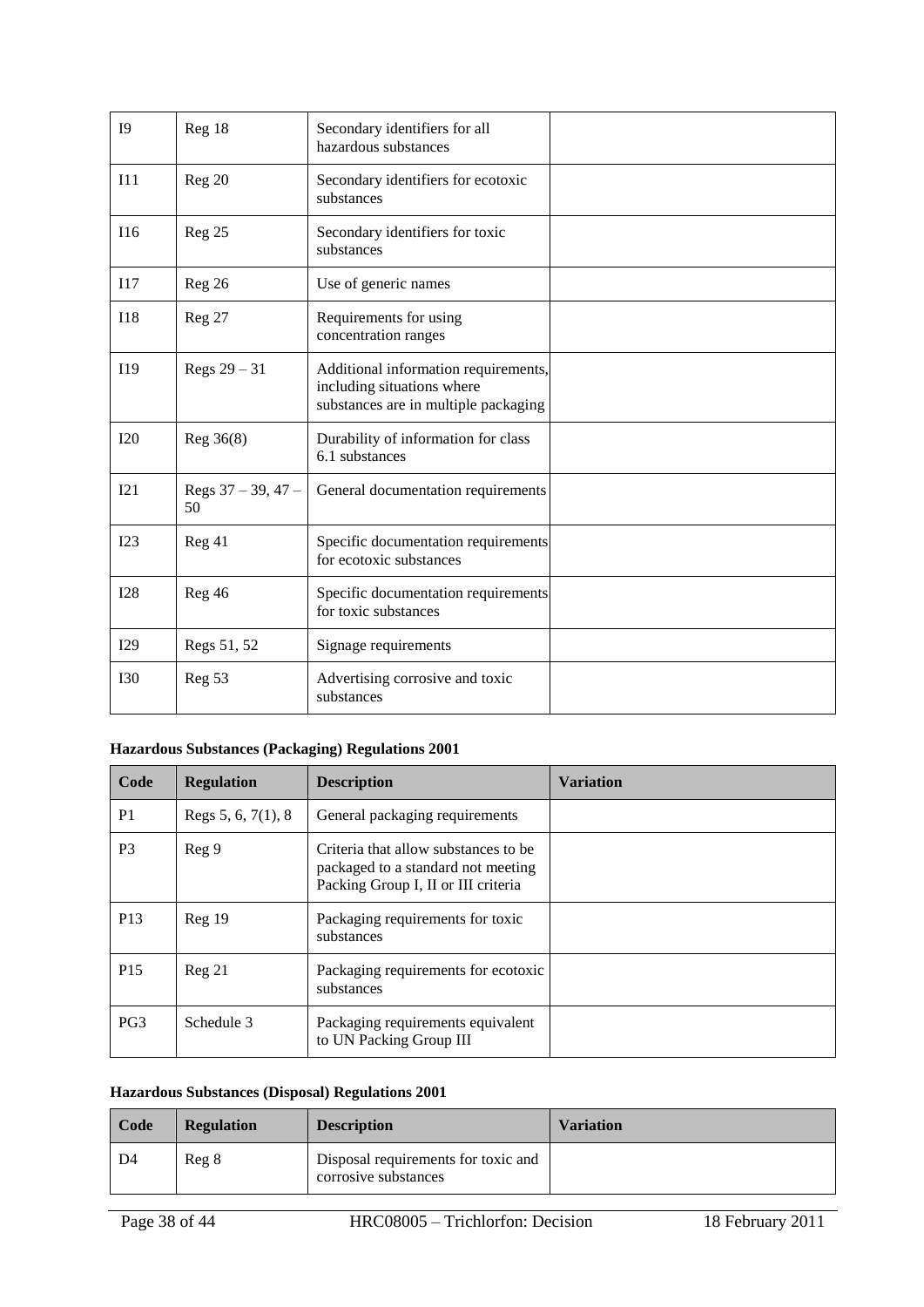| | | | |
|---|---|---|---|
| I9 | Reg 18 | Secondary identifiers for all hazardous substances | |
| I11 | Reg 20 | Secondary identifiers for ecotoxic substances | |
| I16 | Reg 25 | Secondary identifiers for toxic substances | |
| I17 | Reg 26 | Use of generic names | |
| I18 | Reg 27 | Requirements for using concentration ranges | |
| I19 | Regs 29 – 31 | Additional information requirements, including situations where substances are in multiple packaging | |
| I20 | Reg 36(8) | Durability of information for class 6.1 substances | |
| I21 | Regs 37 – 39, 47 – 50 | General documentation requirements | |
| I23 | Reg 41 | Specific documentation requirements for ecotoxic substances | |
| I28 | Reg 46 | Specific documentation requirements for toxic substances | |
| I29 | Regs 51, 52 | Signage requirements | |
| I30 | Reg 53 | Advertising corrosive and toxic substances | |

**Hazardous Substances (Packaging) Regulations 2001**

| Code | Regulation | Description | Variation |
|---|---|---|---|
| P1 | Regs 5, 6, 7(1), 8 | General packaging requirements | |
| P3 | Reg 9 | Criteria that allow substances to be packaged to a standard not meeting Packing Group I, II or III criteria | |
| P13 | Reg 19 | Packaging requirements for toxic substances | |
| P15 | Reg 21 | Packaging requirements for ecotoxic substances | |
| PG3 | Schedule 3 | Packaging requirements equivalent to UN Packing Group III | |

**Hazardous Substances (Disposal) Regulations 2001**

| Code | Regulation | Description | Variation |
|---|---|---|---|
| D4 | Reg 8 | Disposal requirements for toxic and corrosive substances | |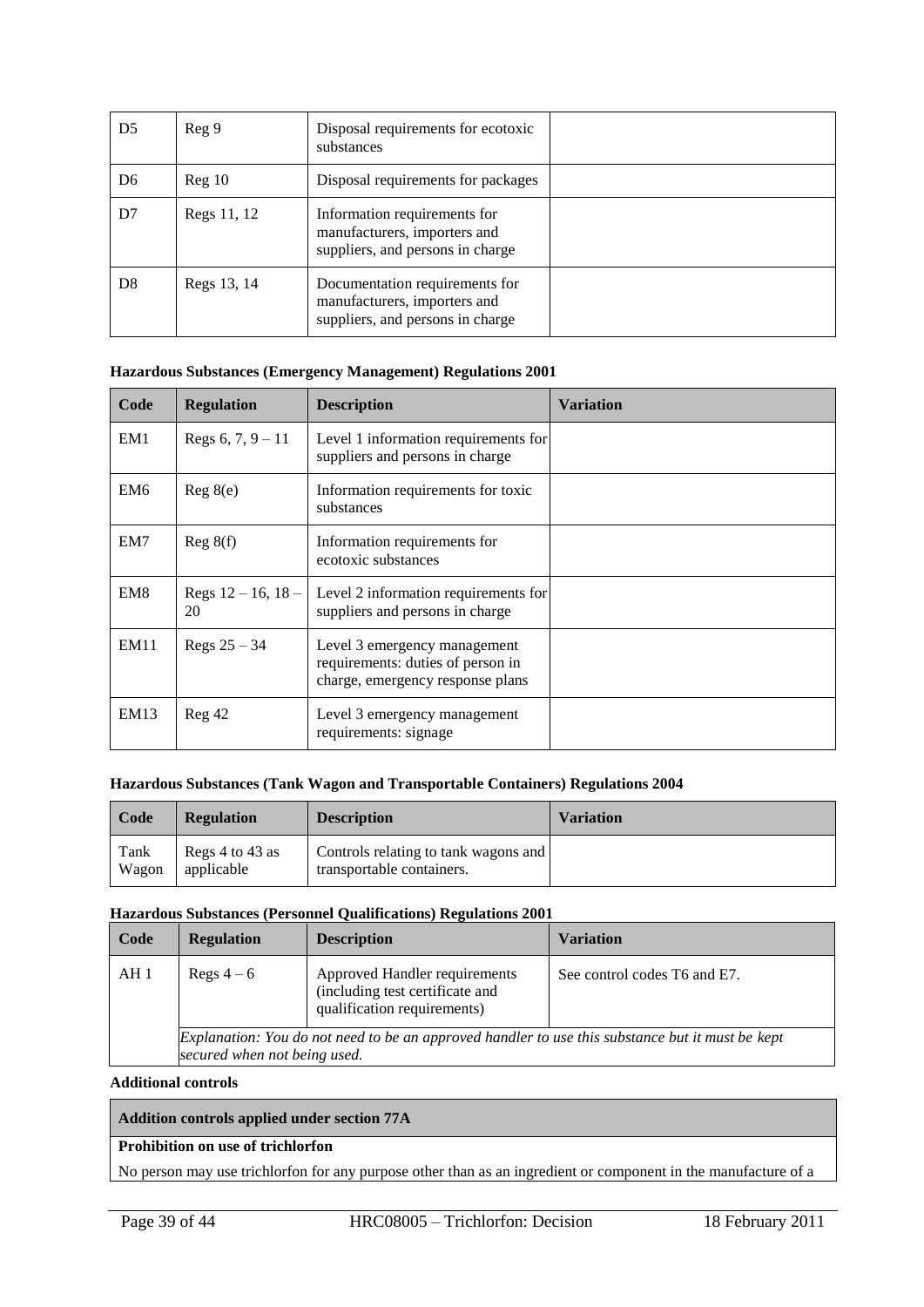| | | | |
|---|---|---|---|
| D5 | Reg 9 | Disposal requirements for ecotoxic substances | |
| D6 | Reg 10 | Disposal requirements for packages | |
| D7 | Regs 11, 12 | Information requirements for manufacturers, importers and suppliers, and persons in charge | |
| D8 | Regs 13, 14 | Documentation requirements for manufacturers, importers and suppliers, and persons in charge | |

**Hazardous Substances (Emergency Management) Regulations 2001**

| Code | Regulation | Description | Variation |
|---|---|---|---|
| EM1 | Regs 6, 7, 9 – 11 | Level 1 information requirements for suppliers and persons in charge | |
| EM6 | Reg 8(e) | Information requirements for toxic substances | |
| EM7 | Reg 8(f) | Information requirements for ecotoxic substances | |
| EM8 | Regs 12 – 16, 18 – 20 | Level 2 information requirements for suppliers and persons in charge | |
| EM11 | Regs 25 – 34 | Level 3 emergency management requirements: duties of person in charge, emergency response plans | |
| EM13 | Reg 42 | Level 3 emergency management requirements: signage | |

**Hazardous Substances (Tank Wagon and Transportable Containers) Regulations 2004**

| Code | Regulation | Description | Variation |
|---|---|---|---|
| Tank Wagon | Regs 4 to 43 as applicable | Controls relating to tank wagons and transportable containers. | |

**Hazardous Substances (Personnel Qualifications) Regulations 2001**

| Code | Regulation | Description | Variation |
|---|---|---|---|
| AH 1 | Regs 4 – 6 | Approved Handler requirements (including test certificate and qualification requirements) | See control codes T6 and E7. |
| | *Explanation: You do not need to be an approved handler to use this substance but it must be kept secured when not being used.* | | |

**Additional controls**

| **Addition controls applied under section 77A** |
|---|
| **Prohibition on use of trichlorfon** |
| No person may use trichlorfon for any purpose other than as an ingredient or component in the manufacture of a |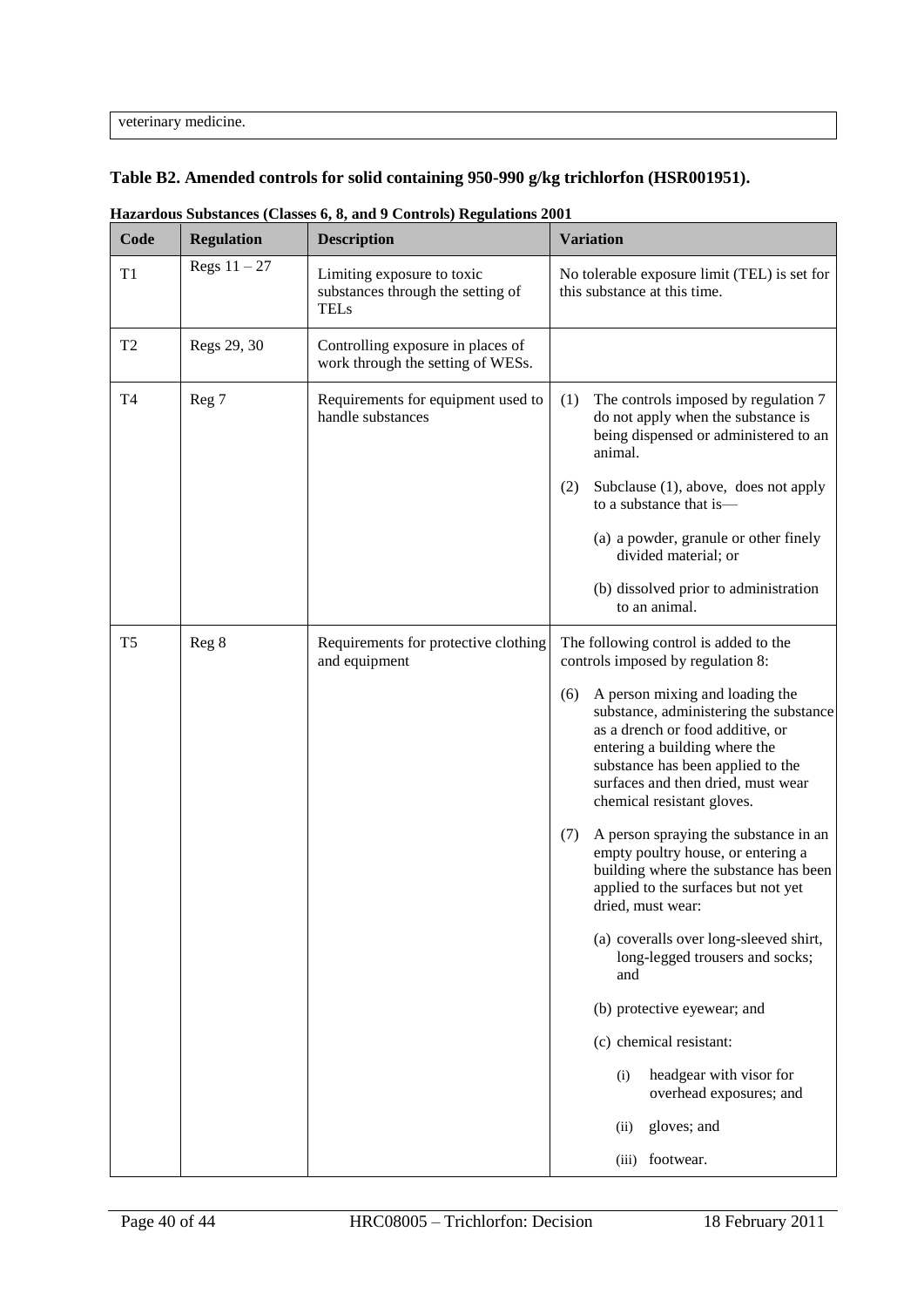| veterinary medicine. |
|---|

**Table B2. Amended controls for solid containing 950-990 g/kg trichlorfon (HSR001951).**

**Hazardous Substances (Classes 6, 8, and 9 Controls) Regulations 2001**

| Code | Regulation | Description | Variation |
|---|---|---|---|
| T1 | Regs 11 – 27 | Limiting exposure to toxic substances through the setting of TELs | No tolerable exposure limit (TEL) is set for this substance at this time. |
| T2 | Regs 29, 30 | Controlling exposure in places of work through the setting of WESs. | |
| T4 | Reg 7 | Requirements for equipment used to handle substances | (1) The controls imposed by regulation 7 do not apply when the substance is being dispensed or administered to an animal.<br><br>(2) Subclause (1), above, does not apply to a substance that is—<br><br>(a) a powder, granule or other finely divided material; or<br><br>(b) dissolved prior to administration to an animal. |
| T5 | Reg 8 | Requirements for protective clothing and equipment | The following control is added to the controls imposed by regulation 8:<br><br>(6) A person mixing and loading the substance, administering the substance as a drench or food additive, or entering a building where the substance has been applied to the surfaces and then dried, must wear chemical resistant gloves.<br><br>(7) A person spraying the substance in an empty poultry house, or entering a building where the substance has been applied to the surfaces but not yet dried, must wear:<br><br>(a) coveralls over long-sleeved shirt, long-legged trousers and socks; and<br><br>(b) protective eyewear; and<br><br>(c) chemical resistant:<br><br>(i) headgear with visor for overhead exposures; and<br><br>(ii) gloves; and<br><br>(iii) footwear. |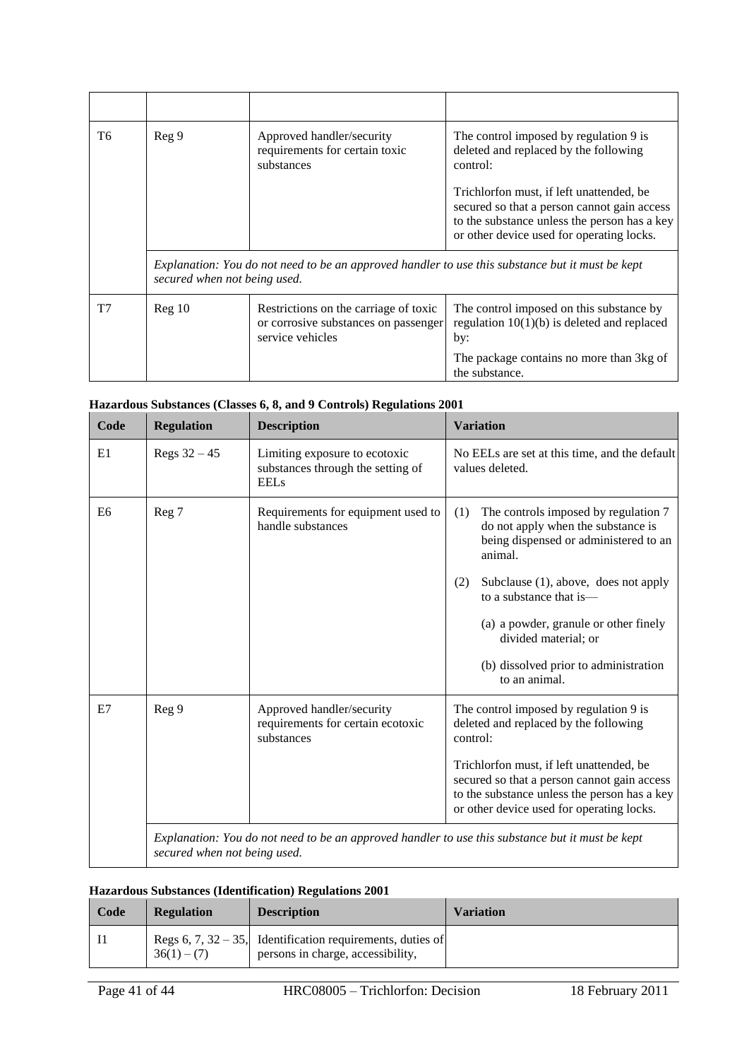| | | | |
|---|---|---|---|
| T6 | Reg 9 | Approved handler/security requirements for certain toxic substances | The control imposed by regulation 9 is deleted and replaced by the following control: Trichlorfon must, if left unattended, be secured so that a person cannot gain access to the substance unless the person has a key or other device used for operating locks. |
| | *Explanation: You do not need to be an approved handler to use this substance but it must be kept secured when not being used.* | | |
| T7 | Reg 10 | Restrictions on the carriage of toxic or corrosive substances on passenger service vehicles | The control imposed on this substance by regulation 10(1)(b) is deleted and replaced by: The package contains no more than 3kg of the substance. |

**Hazardous Substances (Classes 6, 8, and 9 Controls) Regulations 2001**

| Code | Regulation | Description | Variation |
|---|---|---|---|
| E1 | Regs 32 – 45 | Limiting exposure to ecotoxic substances through the setting of EELs | No EELs are set at this time, and the default values deleted. |
| E6 | Reg 7 | Requirements for equipment used to handle substances | (1) The controls imposed by regulation 7 do not apply when the substance is being dispensed or administered to an animal. (2) Subclause (1), above, does not apply to a substance that is— (a) a powder, granule or other finely divided material; or (b) dissolved prior to administration to an animal. |
| E7 | Reg 9 | Approved handler/security requirements for certain ecotoxic substances | The control imposed by regulation 9 is deleted and replaced by the following control: Trichlorfon must, if left unattended, be secured so that a person cannot gain access to the substance unless the person has a key or other device used for operating locks. |
| | *Explanation: You do not need to be an approved handler to use this substance but it must be kept secured when not being used.* | | |

**Hazardous Substances (Identification) Regulations 2001**

| Code | Regulation | Description | Variation |
|---|---|---|---|
| I1 | Regs 6, 7, 32 – 35, 36(1) – (7) | Identification requirements, duties of persons in charge, accessibility, | |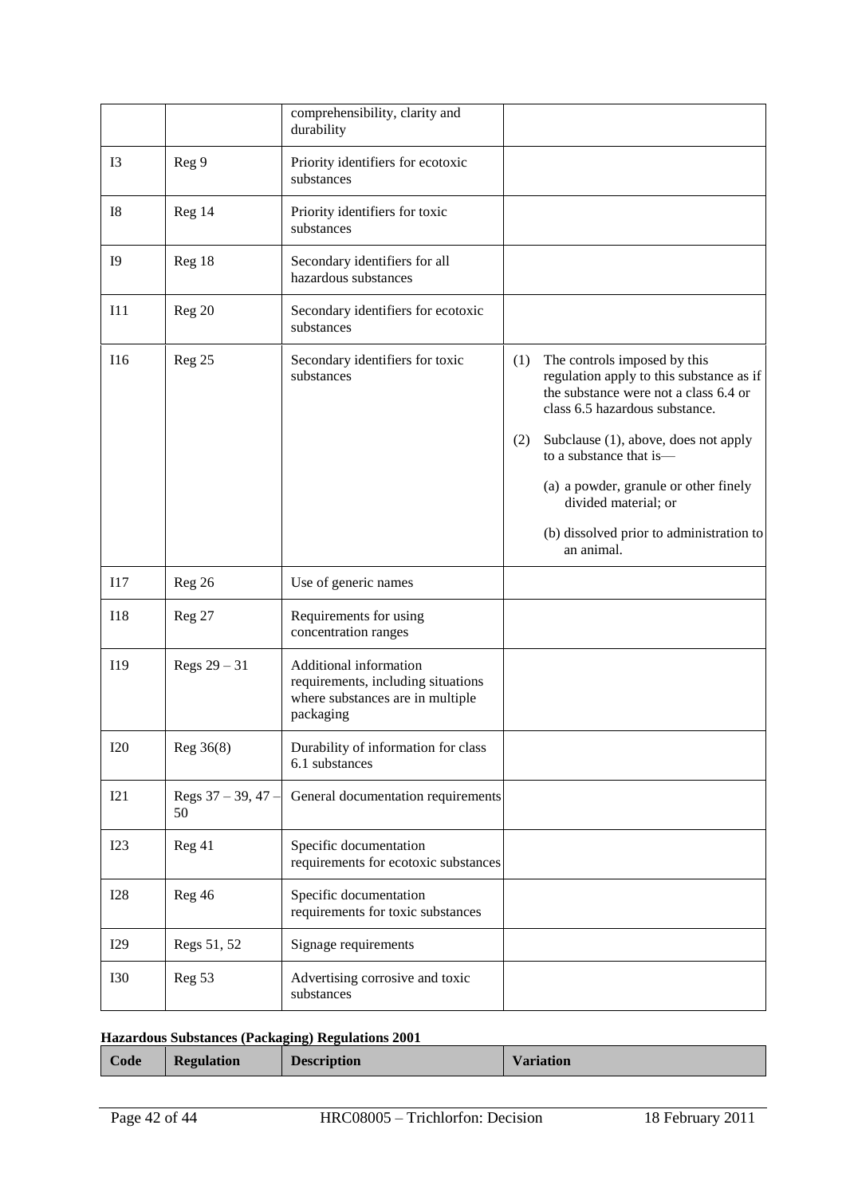| | | comprehensibility, clarity and durability | |
|---|---|---|---|
| I3 | Reg 9 | Priority identifiers for ecotoxic substances | |
| I8 | Reg 14 | Priority identifiers for toxic substances | |
| I9 | Reg 18 | Secondary identifiers for all hazardous substances | |
| I11 | Reg 20 | Secondary identifiers for ecotoxic substances | |
| I16 | Reg 25 | Secondary identifiers for toxic substances | (1) The controls imposed by this regulation apply to this substance as if the substance were not a class 6.4 or class 6.5 hazardous substance.<br><br>(2) Subclause (1), above, does not apply to a substance that is—<br><br>(a) a powder, granule or other finely divided material; or<br><br>(b) dissolved prior to administration to an animal. |
| I17 | Reg 26 | Use of generic names | |
| I18 | Reg 27 | Requirements for using concentration ranges | |
| I19 | Regs 29 – 31 | Additional information requirements, including situations where substances are in multiple packaging | |
| I20 | Reg 36(8) | Durability of information for class 6.1 substances | |
| I21 | Regs 37 – 39, 47 – 50 | General documentation requirements | |
| I23 | Reg 41 | Specific documentation requirements for ecotoxic substances | |
| I28 | Reg 46 | Specific documentation requirements for toxic substances | |
| I29 | Regs 51, 52 | Signage requirements | |
| I30 | Reg 53 | Advertising corrosive and toxic substances | |

**Hazardous Substances (Packaging) Regulations 2001**

| Code | Regulation | Description | Variation |
|---|---|---|---|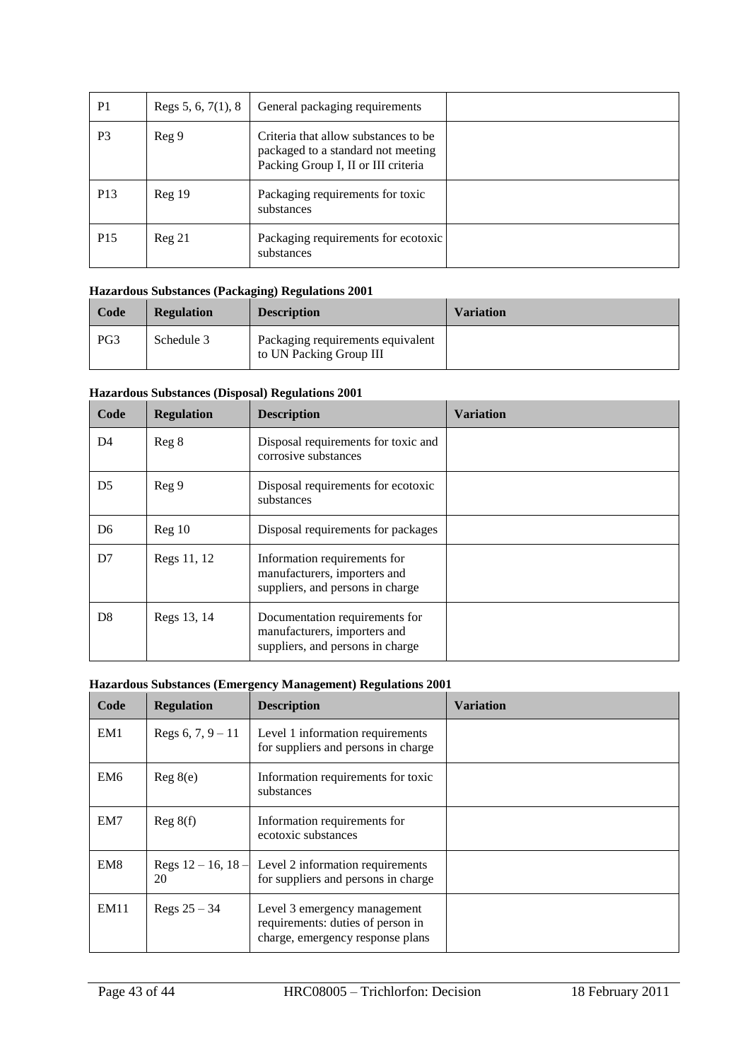| P1 | Regs 5, 6, 7(1), 8 | General packaging requirements | |
|---|---|---|---|
| P3 | Reg 9 | Criteria that allow substances to be packaged to a standard not meeting Packing Group I, II or III criteria | |
| P13 | Reg 19 | Packaging requirements for toxic substances | |
| P15 | Reg 21 | Packaging requirements for ecotoxic substances | |

**Hazardous Substances (Packaging) Regulations 2001**

| Code | Regulation | Description | Variation |
|---|---|---|---|
| PG3 | Schedule 3 | Packaging requirements equivalent to UN Packing Group III | |

**Hazardous Substances (Disposal) Regulations 2001**

| Code | Regulation | Description | Variation |
|---|---|---|---|
| D4 | Reg 8 | Disposal requirements for toxic and corrosive substances | |
| D5 | Reg 9 | Disposal requirements for ecotoxic substances | |
| D6 | Reg 10 | Disposal requirements for packages | |
| D7 | Regs 11, 12 | Information requirements for manufacturers, importers and suppliers, and persons in charge | |
| D8 | Regs 13, 14 | Documentation requirements for manufacturers, importers and suppliers, and persons in charge | |

**Hazardous Substances (Emergency Management) Regulations 2001**

| Code | Regulation | Description | Variation |
|---|---|---|---|
| EM1 | Regs 6, 7, 9 – 11 | Level 1 information requirements for suppliers and persons in charge | |
| EM6 | Reg 8(e) | Information requirements for toxic substances | |
| EM7 | Reg 8(f) | Information requirements for ecotoxic substances | |
| EM8 | Regs 12 – 16, 18 – 20 | Level 2 information requirements for suppliers and persons in charge | |
| EM11 | Regs 25 – 34 | Level 3 emergency management requirements: duties of person in charge, emergency response plans | |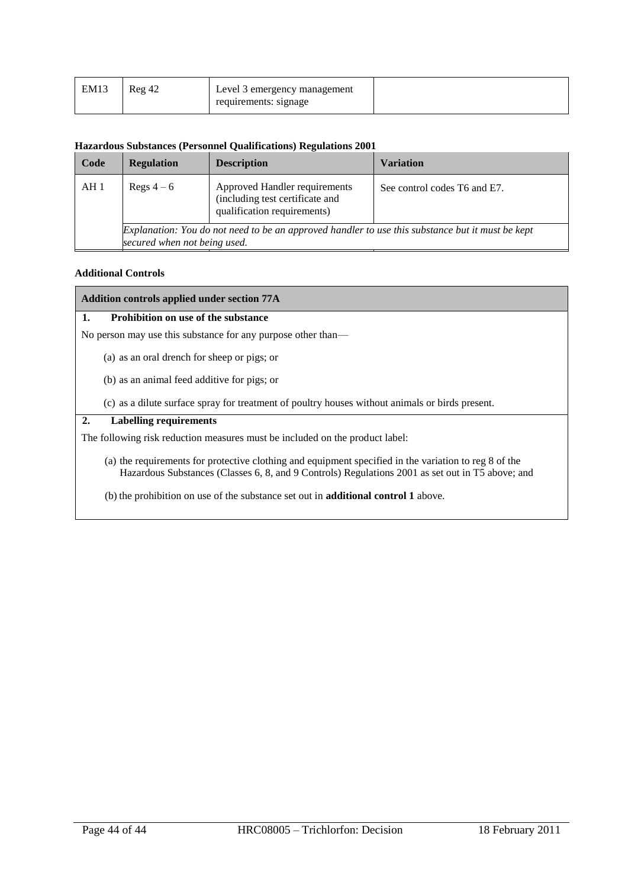| | | | |
|---|---|---|---|
| EM13 | Reg 42 | Level 3 emergency management requirements: signage | |

**Hazardous Substances (Personnel Qualifications) Regulations 2001**

| Code | Regulation | Description | Variation |
|---|---|---|---|
| AH 1 | Regs 4 – 6 | Approved Handler requirements (including test certificate and qualification requirements) | See control codes T6 and E7. |
| | *Explanation: You do not need to be an approved handler to use this substance but it must be kept secured when not being used.* | | |

**Additional Controls**

| Addition controls applied under section 77A |
|---|
| **1. Prohibition on use of the substance**<br>No person may use this substance for any purpose other than—<br>(a) as an oral drench for sheep or pigs; or<br>(b) as an animal feed additive for pigs; or<br>(c) as a dilute surface spray for treatment of poultry houses without animals or birds present. |
| **2. Labelling requirements**<br>The following risk reduction measures must be included on the product label:<br>(a) the requirements for protective clothing and equipment specified in the variation to reg 8 of the Hazardous Substances (Classes 6, 8, and 9 Controls) Regulations 2001 as set out in T5 above; and<br>(b) the prohibition on use of the substance set out in **additional control 1** above. |